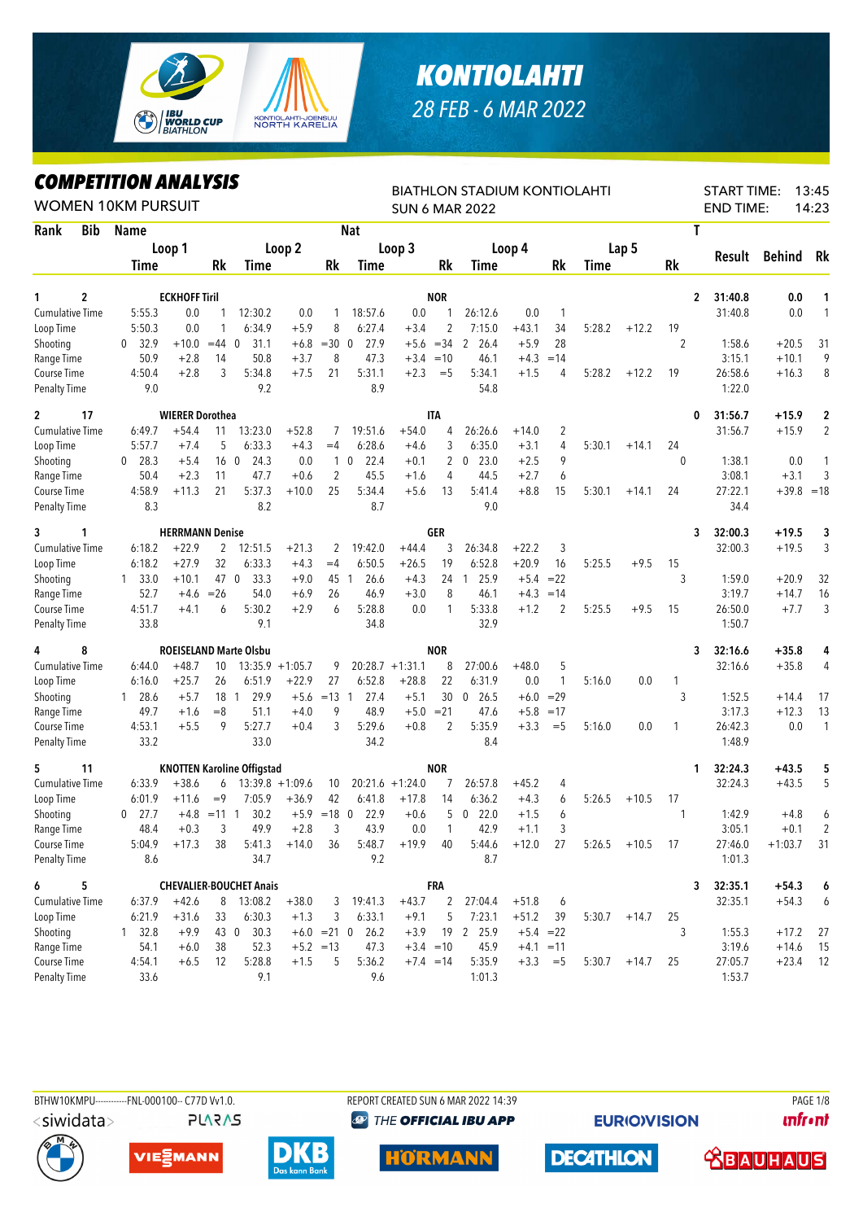# KONTIOLAHTI

28 FEB - 6 MAR 2022

## COMPETITION ANALYSIS

WOMEN 10KM PURSUIT

BIATHLON STADIUM KONTIOLAHTI

SUN 6 MAR 2022

START TIME: 13:45

END TIME: 14:23

| Rank | Bib | Name | | | | | | Nat | | | | | | | | | T | Result | Behind | Rk |
|---|---|---|---|---|---|---|---|---|---|---|---|---|---|---|---|---|---|---|---|---|
| | | Loop 1 | | | Loop 2 | | | Loop 3 | | | Loop 4 | | | Lap 5 | | | | | | |
| | | Time | | Rk | Time | | Rk | Time | | Rk | Time | | Rk | Time | | Rk | | | | |
| 1 | 2 | ECKHOFF Tiril | | | | | | NOR | | | | | | | | | 2 | 31:40.8 | 0.0 | 1 |
| Cumulative Time | | 5:55.3 | 0.0 | 1 | 12:30.2 | 0.0 | 1 | 18:57.6 | 0.0 | 1 | 26:12.6 | 0.0 | 1 | | | | | 31:40.8 | 0.0 | 1 |
| Loop Time | | 5:50.3 | 0.0 | 1 | 6:34.9 | +5.9 | 8 | 6:27.4 | +3.4 | 2 | 7:15.0 | +43.1 | 34 | 5:28.2 | +12.2 | 19 | | | | |
| Shooting | | 0 32.9 | +10.0 | =44 | 0 31.1 | +6.8 | =30 | 0 27.9 | +5.6 | =34 | 2 26.4 | +5.9 | 28 | | | | 2 | 1:58.6 | +20.5 | 31 |
| Range Time | | 50.9 | +2.8 | 14 | 50.8 | +3.7 | 8 | 47.3 | +3.4 | =10 | 46.1 | +4.3 | =14 | | | | | 3:15.1 | +10.1 | 9 |
| Course Time | | 4:50.4 | +2.8 | 3 | 5:34.8 | +7.5 | 21 | 5:31.1 | +2.3 | =5 | 5:34.1 | +1.5 | 4 | 5:28.2 | +12.2 | 19 | | 26:58.6 | +16.3 | 8 |
| Penalty Time | | 9.0 | | | 9.2 | | | 8.9 | | | 54.8 | | | | | | | 1:22.0 | | |
| 2 | 17 | WIERER Dorothea | | | | | | ITA | | | | | | | | | 0 | 31:56.7 | +15.9 | 2 |
| Cumulative Time | | 6:49.7 | +54.4 | 11 | 13:23.0 | +52.8 | 7 | 19:51.6 | +54.0 | 4 | 26:26.6 | +14.0 | 2 | | | | | 31:56.7 | +15.9 | 2 |
| Loop Time | | 5:57.7 | +7.4 | 5 | 6:33.3 | +4.3 | =4 | 6:28.6 | +4.6 | 3 | 6:35.0 | +3.1 | 4 | 5:30.1 | +14.1 | 24 | | | | |
| Shooting | | 0 28.3 | +5.4 | 16 | 0 24.3 | 0.0 | 1 | 0 22.4 | +0.1 | 2 | 0 23.0 | +2.5 | 9 | | | | 0 | 1:38.1 | 0.0 | 1 |
| Range Time | | 50.4 | +2.3 | 11 | 47.7 | +0.6 | 2 | 45.5 | +1.6 | 4 | 44.5 | +2.7 | 6 | | | | | 3:08.1 | +3.1 | 3 |
| Course Time | | 4:58.9 | +11.3 | 21 | 5:37.3 | +10.0 | 25 | 5:34.4 | +5.6 | 13 | 5:41.4 | +8.8 | 15 | 5:30.1 | +14.1 | 24 | | 27:22.1 | +39.8 | =18 |
| Penalty Time | | 8.3 | | | 8.2 | | | 8.7 | | | 9.0 | | | | | | | 34.4 | | |
| 3 | 1 | HERRMANN Denise | | | | | | GER | | | | | | | | | 3 | 32:00.3 | +19.5 | 3 |
| Cumulative Time | | 6:18.2 | +22.9 | 2 | 12:51.5 | +21.3 | 2 | 19:42.0 | +44.4 | 3 | 26:34.8 | +22.2 | 3 | | | | | 32:00.3 | +19.5 | 3 |
| Loop Time | | 6:18.2 | +27.9 | 32 | 6:33.3 | +4.3 | =4 | 6:50.5 | +26.5 | 19 | 6:52.8 | +20.9 | 16 | 5:25.5 | +9.5 | 15 | | | | |
| Shooting | | 1 33.0 | +10.1 | 47 | 0 33.3 | +9.0 | 45 | 1 26.6 | +4.3 | 24 | 1 25.9 | +5.4 | =22 | | | | 3 | 1:59.0 | +20.9 | 32 |
| Range Time | | 52.7 | +4.6 | =26 | 54.0 | +6.9 | 26 | 46.9 | +3.0 | 8 | 46.1 | +4.3 | =14 | | | | | 3:19.7 | +14.7 | 16 |
| Course Time | | 4:51.7 | +4.1 | 6 | 5:30.2 | +2.9 | 6 | 5:28.8 | 0.0 | 1 | 5:33.8 | +1.2 | 2 | 5:25.5 | +9.5 | 15 | | 26:50.0 | +7.7 | 3 |
| Penalty Time | | 33.8 | | | 9.1 | | | 34.8 | | | 32.9 | | | | | | | 1:50.7 | | |
| 4 | 8 | ROEISELAND Marte Olsbu | | | | | | NOR | | | | | | | | | 3 | 32:16.6 | +35.8 | 4 |
| Cumulative Time | | 6:44.0 | +48.7 | 10 | 13:35.9 | +1:05.7 | 9 | 20:28.7 | +1:31.1 | 8 | 27:00.6 | +48.0 | 5 | | | | | 32:16.6 | +35.8 | 4 |
| Loop Time | | 6:16.0 | +25.7 | 26 | 6:51.9 | +22.9 | 27 | 6:52.8 | +28.8 | 22 | 6:31.9 | 0.0 | 1 | 5:16.0 | 0.0 | 1 | | | | |
| Shooting | | 1 28.6 | +5.7 | 18 | 1 29.9 | +5.6 | =13 | 1 27.4 | +5.1 | 30 | 0 26.5 | +6.0 | =29 | | | | 3 | 1:52.5 | +14.4 | 17 |
| Range Time | | 49.7 | +1.6 | =8 | 51.1 | +4.0 | 9 | 48.9 | +5.0 | =21 | 47.6 | +5.8 | =17 | | | | | 3:17.3 | +12.3 | 13 |
| Course Time | | 4:53.1 | +5.5 | 9 | 5:27.7 | +0.4 | 3 | 5:29.6 | +0.8 | 2 | 5:35.9 | +3.3 | =5 | 5:16.0 | 0.0 | 1 | | 26:42.3 | 0.0 | 1 |
| Penalty Time | | 33.2 | | | 33.0 | | | 34.2 | | | 8.4 | | | | | | | 1:48.9 | | |
| 5 | 11 | KNOTTEN Karoline Offigstad | | | | | | NOR | | | | | | | | | 1 | 32:24.3 | +43.5 | 5 |
| Cumulative Time | | 6:33.9 | +38.6 | 6 | 13:39.8 | +1:09.6 | 10 | 20:21.6 | +1:24.0 | 7 | 26:57.8 | +45.2 | 4 | | | | | 32:24.3 | +43.5 | 5 |
| Loop Time | | 6:01.9 | +11.6 | =9 | 7:05.9 | +36.9 | 42 | 6:41.8 | +17.8 | 14 | 6:36.2 | +4.3 | 6 | 5:26.5 | +10.5 | 17 | | | | |
| Shooting | | 0 27.7 | +4.8 | =11 | 1 30.2 | +5.9 | =18 | 0 22.9 | +0.6 | 5 | 0 22.0 | +1.5 | 6 | | | | 1 | 1:42.9 | +4.8 | 6 |
| Range Time | | 48.4 | +0.3 | 3 | 49.9 | +2.8 | 3 | 43.9 | 0.0 | 1 | 42.9 | +1.1 | 3 | | | | | 3:05.1 | +0.1 | 2 |
| Course Time | | 5:04.9 | +17.3 | 38 | 5:41.3 | +14.0 | 36 | 5:48.7 | +19.9 | 40 | 5:44.6 | +12.0 | 27 | 5:26.5 | +10.5 | 17 | | 27:46.0 | +1:03.7 | 31 |
| Penalty Time | | 8.6 | | | 34.7 | | | 9.2 | | | 8.7 | | | | | | | 1:01.3 | | |
| 6 | 5 | CHEVALIER-BOUCHET Anais | | | | | | FRA | | | | | | | | | 3 | 32:35.1 | +54.3 | 6 |
| Cumulative Time | | 6:37.9 | +42.6 | 8 | 13:08.2 | +38.0 | 3 | 19:41.3 | +43.7 | 2 | 27:04.4 | +51.8 | 6 | | | | | 32:35.1 | +54.3 | 6 |
| Loop Time | | 6:21.9 | +31.6 | 33 | 6:30.3 | +1.3 | 3 | 6:33.1 | +9.1 | 5 | 7:23.1 | +51.2 | 39 | 5:30.7 | +14.7 | 25 | | | | |
| Shooting | | 1 32.8 | +9.9 | 43 | 0 30.3 | +6.0 | =21 | 0 26.2 | +3.9 | 19 | 2 25.9 | +5.4 | =22 | | | | 3 | 1:55.3 | +17.2 | 27 |
| Range Time | | 54.1 | +6.0 | 38 | 52.3 | +5.2 | =13 | 47.3 | +3.4 | =10 | 45.9 | +4.1 | =11 | | | | | 3:19.6 | +14.6 | 15 |
| Course Time | | 4:54.1 | +6.5 | 12 | 5:28.8 | +1.5 | 5 | 5:36.2 | +7.4 | =14 | 5:35.9 | +3.3 | =5 | 5:30.7 | +14.7 | 25 | | 27:05.7 | +23.4 | 12 |
| Penalty Time | | 33.6 | | | 9.1 | | | 9.6 | | | 1:01.3 | | | | | | | 1:53.7 | | |

BTHW10KMPU-----------FNL-000100-- C77D Vv1.0. REPORT CREATED SUN 6 MAR 2022 14:39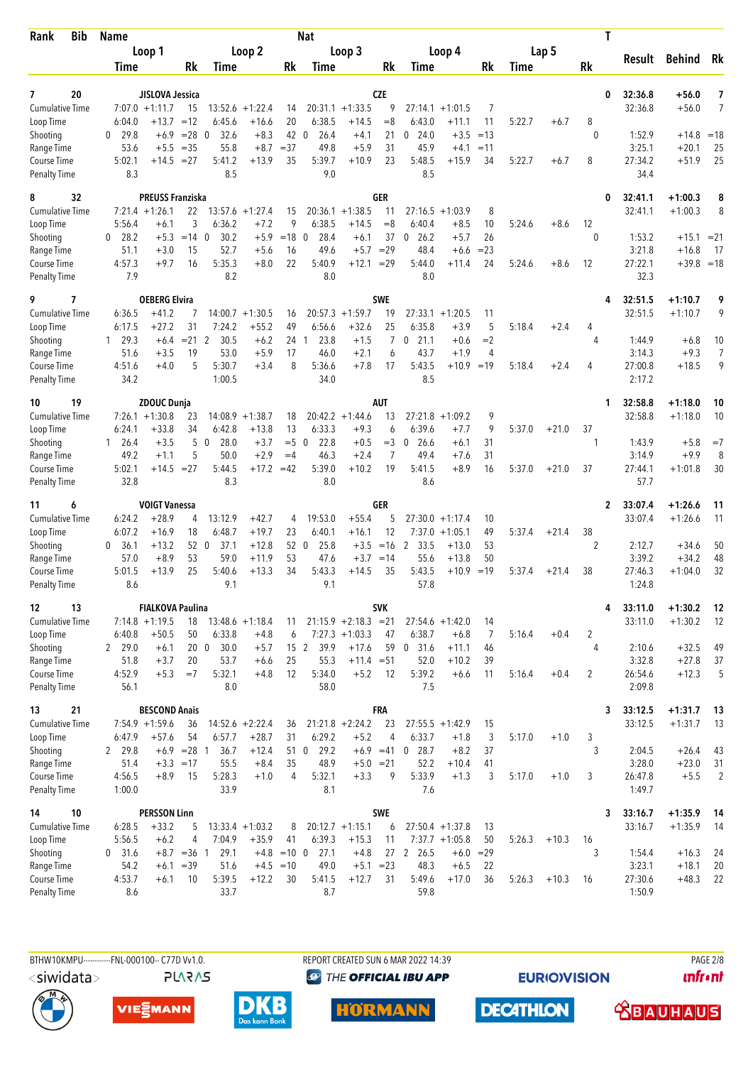| Rank | Bib | Name | | | Nat | | | | | | | | | | | T | Result | Behind | Rk |
|---|---|---|---|---|---|---|---|---|---|---|---|---|---|---|---|---|---|---|---|
| | | Loop 1 | | | Loop 2 | | | Loop 3 | | | Loop 4 | | | Lap 5 | | | | | |
| | | Time | | Rk | Time | | Rk | Time | | Rk | Time | | Rk | Time | | Rk | | | |
| 7 | 20 | JISLOVA Jessica | | | | | | CZE | | | | | | | | 0 | 32:36.8 | +56.0 | 7 |
| Cumulative Time | | 7:07.0 | +1:11.7 | 15 | 13:52.6 | +1:22.4 | 14 | 20:31.1 | +1:33.5 | 9 | 27:14.1 | +1:01.5 | 7 | | | | 32:36.8 | +56.0 | 7 |
| Loop Time | | 6:04.0 | +13.7 | =12 | 6:45.6 | +16.6 | 20 | 6:38.5 | +14.5 | =8 | 6:43.0 | +11.1 | 11 | 5:22.7 | +6.7 | 8 | | | |
| Shooting | | 0 29.8 | +6.9 | =28 | 0 32.6 | +8.3 | 42 | 0 26.4 | +4.1 | 21 | 0 24.0 | +3.5 | =13 | | | 0 | 1:52.9 | +14.8 | =18 |
| Range Time | | 53.6 | +5.5 | =35 | 55.8 | +8.7 | =37 | 49.8 | +5.9 | 31 | 45.9 | +4.1 | =11 | | | | 3:25.1 | +20.1 | 25 |
| Course Time | | 5:02.1 | +14.5 | =27 | 5:41.2 | +13.9 | 35 | 5:39.7 | +10.9 | 23 | 5:48.5 | +15.9 | 34 | 5:22.7 | +6.7 | 8 | 27:34.2 | +51.9 | 25 |
| Penalty Time | | 8.3 | | | 8.5 | | | 9.0 | | | 8.5 | | | | | | 34.4 | | |
| 8 | 32 | PREUSS Franziska | | | | | | GER | | | | | | | | 0 | 32:41.1 | +1:00.3 | 8 |
| Cumulative Time | | 7:21.4 | +1:26.1 | 22 | 13:57.6 | +1:27.4 | 15 | 20:36.1 | +1:38.5 | 11 | 27:16.5 | +1:03.9 | 8 | | | | 32:41.1 | +1:00.3 | 8 |
| Loop Time | | 5:56.4 | +6.1 | 3 | 6:36.2 | +7.2 | 9 | 6:38.5 | +14.5 | =8 | 6:40.4 | +8.5 | 10 | 5:24.6 | +8.6 | 12 | | | |
| Shooting | | 0 28.2 | +5.3 | =14 | 0 30.2 | +5.9 | =18 | 0 28.4 | +6.1 | 37 | 0 26.2 | +5.7 | 26 | | | 0 | 1:53.2 | +15.1 | =21 |
| Range Time | | 51.1 | +3.0 | 15 | 52.7 | +5.6 | 16 | 49.6 | +5.7 | =29 | 48.4 | +6.6 | =23 | | | | 3:21.8 | +16.8 | 17 |
| Course Time | | 4:57.3 | +9.7 | 16 | 5:35.3 | +8.0 | 22 | 5:40.9 | +12.1 | =29 | 5:44.0 | +11.4 | 24 | 5:24.6 | +8.6 | 12 | 27:22.1 | +39.8 | =18 |
| Penalty Time | | 7.9 | | | 8.2 | | | 8.0 | | | 8.0 | | | | | | 32.3 | | |
| 9 | 7 | OEBERG Elvira | | | | | | SWE | | | | | | | | 4 | 32:51.5 | +1:10.7 | 9 |
| Cumulative Time | | 6:36.5 | +41.2 | 7 | 14:00.7 | +1:30.5 | 16 | 20:57.3 | +1:59.7 | 19 | 27:33.1 | +1:20.5 | 11 | | | | 32:51.5 | +1:10.7 | 9 |
| Loop Time | | 6:17.5 | +27.2 | 31 | 7:24.2 | +55.2 | 49 | 6:56.6 | +32.6 | 25 | 6:35.8 | +3.9 | 5 | 5:18.4 | +2.4 | 4 | | | |
| Shooting | | 1 29.3 | +6.4 | =21 | 2 30.5 | +6.2 | 24 | 1 23.8 | +1.5 | 7 | 0 21.1 | +0.6 | =2 | | | 4 | 1:44.9 | +6.8 | 10 |
| Range Time | | 51.6 | +3.5 | 19 | 53.0 | +5.9 | 17 | 46.0 | +2.1 | 6 | 43.7 | +1.9 | 4 | | | | 3:14.3 | +9.3 | 7 |
| Course Time | | 4:51.6 | +4.0 | 5 | 5:30.7 | +3.4 | 8 | 5:36.6 | +7.8 | 17 | 5:43.5 | +10.9 | =19 | 5:18.4 | +2.4 | 4 | 27:00.8 | +18.5 | 9 |
| Penalty Time | | 34.2 | | | 1:00.5 | | | 34.0 | | | 8.5 | | | | | | 2:17.2 | | |
| 10 | 19 | ZDOUC Dunja | | | | | | AUT | | | | | | | | 1 | 32:58.8 | +1:18.0 | 10 |
| Cumulative Time | | 7:26.1 | +1:30.8 | 23 | 14:08.9 | +1:38.7 | 18 | 20:42.2 | +1:44.6 | 13 | 27:21.8 | +1:09.2 | 9 | | | | 32:58.8 | +1:18.0 | 10 |
| Loop Time | | 6:24.1 | +33.8 | 34 | 6:42.8 | +13.8 | 13 | 6:33.3 | +9.3 | 6 | 6:39.6 | +7.7 | 9 | 5:37.0 | +21.0 | 37 | | | |
| Shooting | | 1 26.4 | +3.5 | 5 | 0 28.0 | +3.7 | =5 | 0 22.8 | +0.5 | =3 | 0 26.6 | +6.1 | 31 | | | 1 | 1:43.9 | +5.8 | =7 |
| Range Time | | 49.2 | +1.1 | 5 | 50.0 | +2.9 | =4 | 46.3 | +2.4 | 7 | 49.4 | +7.6 | 31 | | | | 3:14.9 | +9.9 | 8 |
| Course Time | | 5:02.1 | +14.5 | =27 | 5:44.5 | +17.2 | =42 | 5:39.0 | +10.2 | 19 | 5:41.5 | +8.9 | 16 | 5:37.0 | +21.0 | 37 | 27:44.1 | +1:01.8 | 30 |
| Penalty Time | | 32.8 | | | 8.3 | | | 8.0 | | | 8.6 | | | | | | 57.7 | | |
| 11 | 6 | VOIGT Vanessa | | | | | | GER | | | | | | | | 2 | 33:07.4 | +1:26.6 | 11 |
| Cumulative Time | | 6:24.2 | +28.9 | 4 | 13:12.9 | +42.7 | 4 | 19:53.0 | +55.4 | 5 | 27:30.0 | +1:17.4 | 10 | | | | 33:07.4 | +1:26.6 | 11 |
| Loop Time | | 6:07.2 | +16.9 | 18 | 6:48.7 | +19.7 | 23 | 6:40.1 | +16.1 | 12 | 7:37.0 | +1:05.1 | 49 | 5:37.4 | +21.4 | 38 | | | |
| Shooting | | 0 36.1 | +13.2 | 52 | 0 37.1 | +12.8 | 52 | 0 25.8 | +3.5 | =16 | 2 33.5 | +13.0 | 53 | | | 2 | 2:12.7 | +34.6 | 50 |
| Range Time | | 57.0 | +8.9 | 53 | 59.0 | +11.9 | 53 | 47.6 | +3.7 | =14 | 55.6 | +13.8 | 50 | | | | 3:39.2 | +34.2 | 48 |
| Course Time | | 5:01.5 | +13.9 | 25 | 5:40.6 | +13.3 | 34 | 5:43.3 | +14.5 | 35 | 5:43.5 | +10.9 | =19 | 5:37.4 | +21.4 | 38 | 27:46.3 | +1:04.0 | 32 |
| Penalty Time | | 8.6 | | | 9.1 | | | 9.1 | | | 57.8 | | | | | | 1:24.8 | | |
| 12 | 13 | FIALKOVA Paulina | | | | | | SVK | | | | | | | | 4 | 33:11.0 | +1:30.2 | 12 |
| Cumulative Time | | 7:14.8 | +1:19.5 | 18 | 13:48.6 | +1:18.4 | 11 | 21:15.9 | +2:18.3 | =21 | 27:54.6 | +1:42.0 | 14 | | | | 33:11.0 | +1:30.2 | 12 |
| Loop Time | | 6:40.8 | +50.5 | 50 | 6:33.8 | +4.8 | 6 | 7:27.3 | +1:03.3 | 47 | 6:38.7 | +6.8 | 7 | 5:16.4 | +0.4 | 2 | | | |
| Shooting | | 2 29.0 | +6.1 | 20 | 0 30.0 | +5.7 | 15 | 2 39.9 | +17.6 | 59 | 0 31.6 | +11.1 | 46 | | | 4 | 2:10.6 | +32.5 | 49 |
| Range Time | | 51.8 | +3.7 | 20 | 53.7 | +6.6 | 25 | 55.3 | +11.4 | =51 | 52.0 | +10.2 | 39 | | | | 3:32.8 | +27.8 | 37 |
| Course Time | | 4:52.9 | +5.3 | =7 | 5:32.1 | +4.8 | 12 | 5:34.0 | +5.2 | 12 | 5:39.2 | +6.6 | 11 | 5:16.4 | +0.4 | 2 | 26:54.6 | +12.3 | 5 |
| Penalty Time | | 56.1 | | | 8.0 | | | 58.0 | | | 7.5 | | | | | | 2:09.8 | | |
| 13 | 21 | BESCOND Anais | | | | | | FRA | | | | | | | | 3 | 33:12.5 | +1:31.7 | 13 |
| Cumulative Time | | 7:54.9 | +1:59.6 | 36 | 14:52.6 | +2:22.4 | 36 | 21:21.8 | +2:24.2 | 23 | 27:55.5 | +1:42.9 | 15 | | | | 33:12.5 | +1:31.7 | 13 |
| Loop Time | | 6:47.9 | +57.6 | 54 | 6:57.7 | +28.7 | 31 | 6:29.2 | +5.2 | 4 | 6:33.7 | +1.8 | 3 | 5:17.0 | +1.0 | 3 | | | |
| Shooting | | 2 29.8 | +6.9 | =28 | 1 36.7 | +12.4 | 51 | 0 29.2 | +6.9 | =41 | 0 28.7 | +8.2 | 37 | | | 3 | 2:04.5 | +26.4 | 43 |
| Range Time | | 51.4 | +3.3 | =17 | 55.5 | +8.4 | 35 | 48.9 | +5.0 | =21 | 52.2 | +10.4 | 41 | | | | 3:28.0 | +23.0 | 31 |
| Course Time | | 4:56.5 | +8.9 | 15 | 5:28.3 | +1.0 | 4 | 5:32.1 | +3.3 | 9 | 5:33.9 | +1.3 | 3 | 5:17.0 | +1.0 | 3 | 26:47.8 | +5.5 | 2 |
| Penalty Time | | 1:00.0 | | | 33.9 | | | 8.1 | | | 7.6 | | | | | | 1:49.7 | | |
| 14 | 10 | PERSSON Linn | | | | | | SWE | | | | | | | | 3 | 33:16.7 | +1:35.9 | 14 |
| Cumulative Time | | 6:28.5 | +33.2 | 5 | 13:33.4 | +1:03.2 | 8 | 20:12.7 | +1:15.1 | 6 | 27:50.4 | +1:37.8 | 13 | | | | 33:16.7 | +1:35.9 | 14 |
| Loop Time | | 5:56.5 | +6.2 | 4 | 7:04.9 | +35.9 | 41 | 6:39.3 | +15.3 | 11 | 7:37.7 | +1:05.8 | 50 | 5:26.3 | +10.3 | 16 | | | |
| Shooting | | 0 31.6 | +8.7 | =36 | 1 29.1 | +4.8 | =10 | 0 27.1 | +4.8 | 27 | 2 26.5 | +6.0 | =29 | | | 3 | 1:54.4 | +16.3 | 24 |
| Range Time | | 54.2 | +6.1 | =39 | 51.6 | +4.5 | =10 | 49.0 | +5.1 | =23 | 48.3 | +6.5 | 22 | | | | 3:23.1 | +18.1 | 20 |
| Course Time | | 4:53.7 | +6.1 | 10 | 5:39.5 | +12.2 | 30 | 5:41.5 | +12.7 | 31 | 5:49.6 | +17.0 | 36 | 5:26.3 | +10.3 | 16 | 27:30.6 | +48.3 | 22 |
| Penalty Time | | 8.6 | | | 33.7 | | | 8.7 | | | 59.8 | | | | | | 1:50.9 | | |

BTHW10KMPU-----------FNL-000100-- C77D Vv1.0. REPORT CREATED SUN 6 MAR 2022 14:39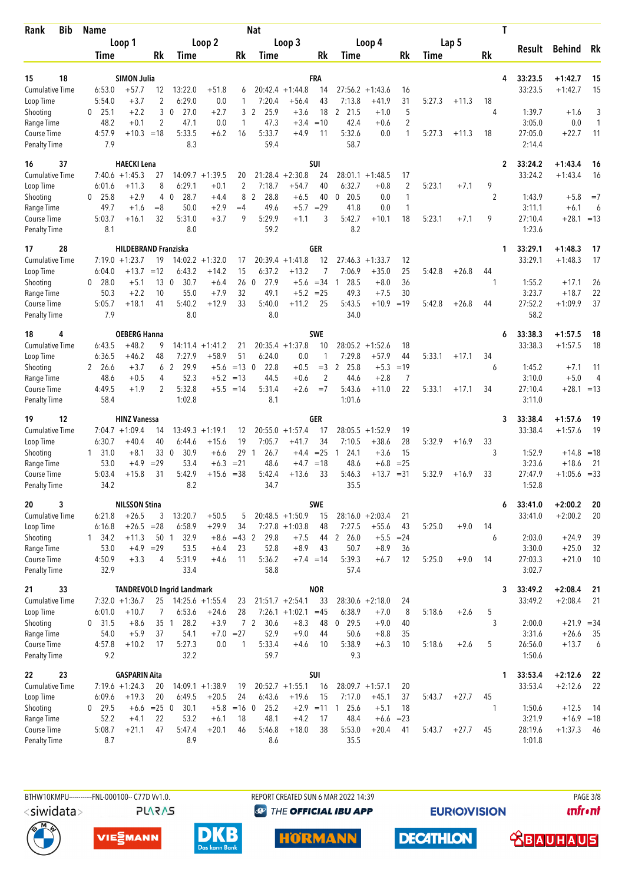| Rank | Bib | Name | | | Loop 1 | | | Loop 2 | | | Loop 3 | | | Loop 4 | | | Lap 5 | | | T | Result | Behind | Rk |
|---|---|---|---|---|---|---|---|---|---|---|---|---|---|---|---|---|---|---|---|---|---|---|---|
| | | | | Time | | Rk | Time | | Rk | Time | | Rk | Time | | Rk | Time | | Rk | | | | | |
| 15 | 18 | SIMON Julia | FRA | | | | | | | | | | | | | | | | | 4 | 33:23.5 | +1:42.7 | 15 |
| | | Cumulative Time | | 6:53.0 | +57.7 | 12 | 13:22.0 | +51.8 | 6 | 20:42.4 | +1:44.8 | 14 | 27:56.2 | +1:43.6 | 16 | | | | | | 33:23.5 | +1:42.7 | 15 |
| | | Loop Time | | 5:54.0 | +3.7 | 2 | 6:29.0 | 0.0 | 1 | 7:20.4 | +56.4 | 43 | 7:13.8 | +41.9 | 31 | 5:27.3 | +11.3 | 18 | | | | | |
| | | Shooting | 0 | 25.1 | +2.2 | 3 | 0 27.0 | +2.7 | 3 | 2 25.9 | +3.6 | 18 | 2 21.5 | +1.0 | 5 | | | | | 4 | 1:39.7 | +1.6 | 3 |
| | | Range Time | | 48.2 | +0.1 | 2 | 47.1 | 0.0 | 1 | 47.3 | +3.4 | =10 | 42.4 | +0.6 | 2 | | | | | | 3:05.0 | 0.0 | 1 |
| | | Course Time | | 4:57.9 | +10.3 | =18 | 5:33.5 | +6.2 | 16 | 5:33.7 | +4.9 | 11 | 5:32.6 | 0.0 | 1 | 5:27.3 | +11.3 | 18 | | | 27:05.0 | +22.7 | 11 |
| | | Penalty Time | | 7.9 | | | 8.3 | | | 59.4 | | | 58.7 | | | | | | | | 2:14.4 | | |
| 16 | 37 | HAECKI Lena | SUI | | | | | | | | | | | | | | | | | 2 | 33:24.2 | +1:43.4 | 16 |
| | | Cumulative Time | | 7:40.6 | +1:45.3 | 27 | 14:09.7 | +1:39.5 | 20 | 21:28.4 | +2:30.8 | 24 | 28:01.1 | +1:48.5 | 17 | | | | | | 33:24.2 | +1:43.4 | 16 |
| | | Loop Time | | 6:01.6 | +11.3 | 8 | 6:29.1 | +0.1 | 2 | 7:18.7 | +54.7 | 40 | 6:32.7 | +0.8 | 2 | 5:23.1 | +7.1 | 9 | | | | | |
| | | Shooting | 0 | 25.8 | +2.9 | 4 | 0 28.7 | +4.4 | 8 | 2 28.8 | +6.5 | 40 | 0 20.5 | 0.0 | 1 | | | | | 2 | 1:43.9 | +5.8 | =7 |
| | | Range Time | | 49.7 | +1.6 | =8 | 50.0 | +2.9 | =4 | 49.6 | +5.7 | =29 | 41.8 | 0.0 | 1 | | | | | | 3:11.1 | +6.1 | 6 |
| | | Course Time | | 5:03.7 | +16.1 | 32 | 5:31.0 | +3.7 | 9 | 5:29.9 | +1.1 | 3 | 5:42.7 | +10.1 | 18 | 5:23.1 | +7.1 | 9 | | | 27:10.4 | +28.1 | =13 |
| | | Penalty Time | | 8.1 | | | 8.0 | | | 59.2 | | | 8.2 | | | | | | | | 1:23.6 | | |
| 17 | 28 | HILDEBRAND Franziska | GER | | | | | | | | | | | | | | | | | 1 | 33:29.1 | +1:48.3 | 17 |
| | | Cumulative Time | | 7:19.0 | +1:23.7 | 19 | 14:02.2 | +1:32.0 | 17 | 20:39.4 | +1:41.8 | 12 | 27:46.3 | +1:33.7 | 12 | | | | | | 33:29.1 | +1:48.3 | 17 |
| | | Loop Time | | 6:04.0 | +13.7 | =12 | 6:43.2 | +14.2 | 15 | 6:37.2 | +13.2 | 7 | 7:06.9 | +35.0 | 25 | 5:42.8 | +26.8 | 44 | | | | | |
| | | Shooting | 0 | 28.0 | +5.1 | 13 | 0 30.7 | +6.4 | 26 | 0 27.9 | +5.6 | =34 | 1 28.5 | +8.0 | 36 | | | | | 1 | 1:55.2 | +17.1 | 26 |
| | | Range Time | | 50.3 | +2.2 | 10 | 55.0 | +7.9 | 32 | 49.1 | +5.2 | =25 | 49.3 | +7.5 | 30 | | | | | | 3:23.7 | +18.7 | 22 |
| | | Course Time | | 5:05.7 | +18.1 | 41 | 5:40.2 | +12.9 | 33 | 5:40.0 | +11.2 | 25 | 5:43.5 | +10.9 | =19 | 5:42.8 | +26.8 | 44 | | | 27:52.2 | +1:09.9 | 37 |
| | | Penalty Time | | 7.9 | | | 8.0 | | | 8.0 | | | 34.0 | | | | | | | | 58.2 | | |
| 18 | 4 | OEBERG Hanna | SWE | | | | | | | | | | | | | | | | | 6 | 33:38.3 | +1:57.5 | 18 |
| | | Cumulative Time | | 6:43.5 | +48.2 | 9 | 14:11.4 | +1:41.2 | 21 | 20:35.4 | +1:37.8 | 10 | 28:05.2 | +1:52.6 | 18 | | | | | | 33:38.3 | +1:57.5 | 18 |
| | | Loop Time | | 6:36.5 | +46.2 | 48 | 7:27.9 | +58.9 | 51 | 6:24.0 | 0.0 | 1 | 7:29.8 | +57.9 | 44 | 5:33.1 | +17.1 | 34 | | | | | |
| | | Shooting | 2 | 26.6 | +3.7 | 6 | 2 29.9 | +5.6 | =13 | 0 22.8 | +0.5 | =3 | 2 25.8 | +5.3 | =19 | | | | | 6 | 1:45.2 | +7.1 | 11 |
| | | Range Time | | 48.6 | +0.5 | 4 | 52.3 | +5.2 | =13 | 44.5 | +0.6 | 2 | 44.6 | +2.8 | 7 | | | | | | 3:10.0 | +5.0 | 4 |
| | | Course Time | | 4:49.5 | +1.9 | 2 | 5:32.8 | +5.5 | =14 | 5:31.4 | +2.6 | =7 | 5:43.6 | +11.0 | 22 | 5:33.1 | +17.1 | 34 | | | 27:10.4 | +28.1 | =13 |
| | | Penalty Time | | 58.4 | | | 1:02.8 | | | 8.1 | | | 1:01.6 | | | | | | | | 3:11.0 | | |
| 19 | 12 | HINZ Vanessa | GER | | | | | | | | | | | | | | | | | 3 | 33:38.4 | +1:57.6 | 19 |
| | | Cumulative Time | | 7:04.7 | +1:09.4 | 14 | 13:49.3 | +1:19.1 | 12 | 20:55.0 | +1:57.4 | 17 | 28:05.5 | +1:52.9 | 19 | | | | | | 33:38.4 | +1:57.6 | 19 |
| | | Loop Time | | 6:30.7 | +40.4 | 40 | 6:44.6 | +15.6 | 19 | 7:05.7 | +41.7 | 34 | 7:10.5 | +38.6 | 28 | 5:32.9 | +16.9 | 33 | | | | | |
| | | Shooting | 1 | 31.0 | +8.1 | 33 | 0 30.9 | +6.6 | 29 | 1 26.7 | +4.4 | =25 | 1 24.1 | +3.6 | 15 | | | | | 3 | 1:52.9 | +14.8 | =18 |
| | | Range Time | | 53.0 | +4.9 | =29 | 53.4 | +6.3 | =21 | 48.6 | +4.7 | =18 | 48.6 | +6.8 | =25 | | | | | | 3:23.6 | +18.6 | 21 |
| | | Course Time | | 5:03.4 | +15.8 | 31 | 5:42.9 | +15.6 | =38 | 5:42.4 | +13.6 | 33 | 5:46.3 | +13.7 | =31 | 5:32.9 | +16.9 | 33 | | | 27:47.9 | +1:05.6 | =33 |
| | | Penalty Time | | 34.2 | | | 8.2 | | | 34.7 | | | 35.5 | | | | | | | | 1:52.8 | | |
| 20 | 3 | NILSSON Stina | SWE | | | | | | | | | | | | | | | | | 6 | 33:41.0 | +2:00.2 | 20 |
| | | Cumulative Time | | 6:21.8 | +26.5 | 3 | 13:20.7 | +50.5 | 5 | 20:48.5 | +1:50.9 | 15 | 28:16.0 | +2:03.4 | 21 | | | | | | 33:41.0 | +2:00.2 | 20 |
| | | Loop Time | | 6:16.8 | +26.5 | =28 | 6:58.9 | +29.9 | 34 | 7:27.8 | +1:03.8 | 48 | 7:27.5 | +55.6 | 43 | 5:25.0 | +9.0 | 14 | | | | | |
| | | Shooting | 1 | 34.2 | +11.3 | 50 | 1 32.9 | +8.6 | =43 | 2 29.8 | +7.5 | 44 | 2 26.0 | +5.5 | =24 | | | | | 6 | 2:03.0 | +24.9 | 39 |
| | | Range Time | | 53.0 | +4.9 | =29 | 53.5 | +6.4 | 23 | 52.8 | +8.9 | 43 | 50.7 | +8.9 | 36 | | | | | | 3:30.0 | +25.0 | 32 |
| | | Course Time | | 4:50.9 | +3.3 | 4 | 5:31.9 | +4.6 | 11 | 5:36.2 | +7.4 | =14 | 5:39.3 | +6.7 | 12 | 5:25.0 | +9.0 | 14 | | | 27:03.3 | +21.0 | 10 |
| | | Penalty Time | | 32.9 | | | 33.4 | | | 58.8 | | | 57.4 | | | | | | | | 3:02.7 | | |
| 21 | 33 | TANDREVOLD Ingrid Landmark | NOR | | | | | | | | | | | | | | | | | 3 | 33:49.2 | +2:08.4 | 21 |
| | | Cumulative Time | | 7:32.0 | +1:36.7 | 25 | 14:25.6 | +1:55.4 | 23 | 21:51.7 | +2:54.1 | 33 | 28:30.6 | +2:18.0 | 24 | | | | | | 33:49.2 | +2:08.4 | 21 |
| | | Loop Time | | 6:01.0 | +10.7 | 7 | 6:53.6 | +24.6 | 28 | 7:26.1 | +1:02.1 | =45 | 6:38.9 | +7.0 | 8 | 5:18.6 | +2.6 | 5 | | | | | |
| | | Shooting | 0 | 31.5 | +8.6 | 35 | 1 28.2 | +3.9 | 7 | 2 30.6 | +8.3 | 48 | 0 29.5 | +9.0 | 40 | | | | | 3 | 2:00.0 | +21.9 | =34 |
| | | Range Time | | 54.0 | +5.9 | 37 | 54.1 | +7.0 | =27 | 52.9 | +9.0 | 44 | 50.6 | +8.8 | 35 | | | | | | 3:31.6 | +26.6 | 35 |
| | | Course Time | | 4:57.8 | +10.2 | 17 | 5:27.3 | 0.0 | 1 | 5:33.4 | +4.6 | 10 | 5:38.9 | +6.3 | 10 | 5:18.6 | +2.6 | 5 | | | 26:56.0 | +13.7 | 6 |
| | | Penalty Time | | 9.2 | | | 32.2 | | | 59.7 | | | 9.3 | | | | | | | | 1:50.6 | | |
| 22 | 23 | GASPARIN Aita | SUI | | | | | | | | | | | | | | | | | 1 | 33:53.4 | +2:12.6 | 22 |
| | | Cumulative Time | | 7:19.6 | +1:24.3 | 20 | 14:09.1 | +1:38.9 | 19 | 20:52.7 | +1:55.1 | 16 | 28:09.7 | +1:57.1 | 20 | | | | | | 33:53.4 | +2:12.6 | 22 |
| | | Loop Time | | 6:09.6 | +19.3 | 20 | 6:49.5 | +20.5 | 24 | 6:43.6 | +19.6 | 15 | 7:17.0 | +45.1 | 37 | 5:43.7 | +27.7 | 45 | | | | | |
| | | Shooting | 0 | 29.5 | +6.6 | =25 | 0 30.1 | +5.8 | =16 | 0 25.2 | +2.9 | =11 | 1 25.6 | +5.1 | 18 | | | | | 1 | 1:50.6 | +12.5 | 14 |
| | | Range Time | | 52.2 | +4.1 | 22 | 53.2 | +6.1 | 18 | 48.1 | +4.2 | 17 | 48.4 | +6.6 | =23 | | | | | | 3:21.9 | +16.9 | =18 |
| | | Course Time | | 5:08.7 | +21.1 | 47 | 5:47.4 | +20.1 | 46 | 5:46.8 | +18.0 | 38 | 5:53.0 | +20.4 | 41 | 5:43.7 | +27.7 | 45 | | | 28:19.6 | +1:37.3 | 46 |
| | | Penalty Time | | 8.7 | | | 8.9 | | | 8.6 | | | 35.5 | | | | | | | | 1:01.8 | | |

BTHW10KMPU-----------FNL-000100-- C77D Vv1.0. REPORT CREATED SUN 6 MAR 2022 14:39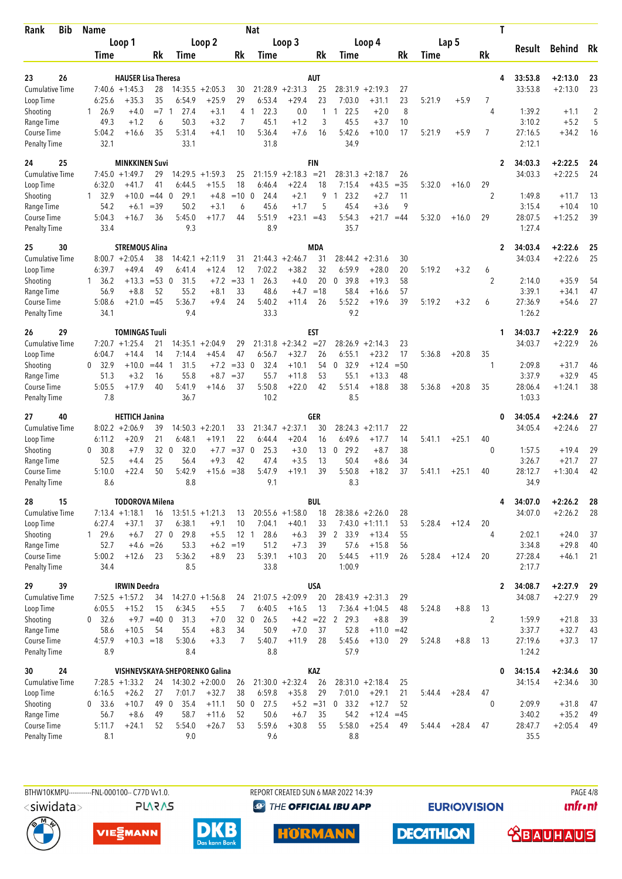| Rank | Bib | Name | | | | | | Nat | | | | | | | | T | Result | Behind | Rk |
|---|---|---|---|---|---|---|---|---|---|---|---|---|---|---|---|---|---|---|---|
| | | Loop 1 | | | Loop 2 | | | Loop 3 | | | Loop 4 | | | Lap 5 | | | | | |
| | | Time | | Rk | Time | | Rk | Time | | Rk | Time | | Rk | Time | | Rk | | | |
| 23 | 26 | HAUSER Lisa Theresa | | | | | | AUT | | | | | | | | 4 | 33:53.8 | +2:13.0 | 23 |
| Cumulative Time | | 7:40.6 | +1:45.3 | 28 | 14:35.5 | +2:05.3 | 30 | 21:28.9 | +2:31.3 | 25 | 28:31.9 | +2:19.3 | 27 | | | | 33:53.8 | +2:13.0 | 23 |
| Loop Time | | 6:25.6 | +35.3 | 35 | 6:54.9 | +25.9 | 29 | 6:53.4 | +29.4 | 23 | 7:03.0 | +31.1 | 23 | 5:21.9 | +5.9 | 7 | | | |
| Shooting | | 1 26.9 | +4.0 | =7 | 1 27.4 | +3.1 | 4 | 1 22.3 | 0.0 | 1 | 1 22.5 | +2.0 | 8 | | | 4 | 1:39.2 | +1.1 | 2 |
| Range Time | | 49.3 | +1.2 | 6 | 50.3 | +3.2 | 7 | 45.1 | +1.2 | 3 | 45.5 | +3.7 | 10 | | | | 3:10.2 | +5.2 | 5 |
| Course Time | | 5:04.2 | +16.6 | 35 | 5:31.4 | +4.1 | 10 | 5:36.4 | +7.6 | 16 | 5:42.6 | +10.0 | 17 | 5:21.9 | +5.9 | 7 | 27:16.5 | +34.2 | 16 |
| Penalty Time | | 32.1 | | | 33.1 | | | 31.8 | | | 34.9 | | | | | | 2:12.1 | | |
| 24 | 25 | MINKKINEN Suvi | | | | | | FIN | | | | | | | | 2 | 34:03.3 | +2:22.5 | 24 |
| Cumulative Time | | 7:45.0 | +1:49.7 | 29 | 14:29.5 | +1:59.3 | 25 | 21:15.9 | +2:18.3 | =21 | 28:31.3 | +2:18.7 | 26 | | | | 34:03.3 | +2:22.5 | 24 |
| Loop Time | | 6:32.0 | +41.7 | 41 | 6:44.5 | +15.5 | 18 | 6:46.4 | +22.4 | 18 | 7:15.4 | +43.5 | =35 | 5:32.0 | +16.0 | 29 | | | |
| Shooting | | 1 32.9 | +10.0 | =44 | 0 29.1 | +4.8 | =10 | 0 24.4 | +2.1 | 9 | 1 23.2 | +2.7 | 11 | | | 2 | 1:49.8 | +11.7 | 13 |
| Range Time | | 54.2 | +6.1 | =39 | 50.2 | +3.1 | 6 | 45.6 | +1.7 | 5 | 45.4 | +3.6 | 9 | | | | 3:15.4 | +10.4 | 10 |
| Course Time | | 5:04.3 | +16.7 | 36 | 5:45.0 | +17.7 | 44 | 5:51.9 | +23.1 | =43 | 5:54.3 | +21.7 | =44 | 5:32.0 | +16.0 | 29 | 28:07.5 | +1:25.2 | 39 |
| Penalty Time | | 33.4 | | | 9.3 | | | 8.9 | | | 35.7 | | | | | | 1:27.4 | | |
| 25 | 30 | STREMOUS Alina | | | | | | MDA | | | | | | | | 2 | 34:03.4 | +2:22.6 | 25 |
| Cumulative Time | | 8:00.7 | +2:05.4 | 38 | 14:42.1 | +2:11.9 | 31 | 21:44.3 | +2:46.7 | 31 | 28:44.2 | +2:31.6 | 30 | | | | 34:03.4 | +2:22.6 | 25 |
| Loop Time | | 6:39.7 | +49.4 | 49 | 6:41.4 | +12.4 | 12 | 7:02.2 | +38.2 | 32 | 6:59.9 | +28.0 | 20 | 5:19.2 | +3.2 | 6 | | | |
| Shooting | | 1 36.2 | +13.3 | =53 | 0 31.5 | +7.2 | =33 | 1 26.3 | +4.0 | 20 | 0 39.8 | +19.3 | 58 | | | 2 | 2:14.0 | +35.9 | 54 |
| Range Time | | 56.9 | +8.8 | 52 | 55.2 | +8.1 | 33 | 48.6 | +4.7 | =18 | 58.4 | +16.6 | 57 | | | | 3:39.1 | +34.1 | 47 |
| Course Time | | 5:08.6 | +21.0 | =45 | 5:36.7 | +9.4 | 24 | 5:40.2 | +11.4 | 26 | 5:52.2 | +19.6 | 39 | 5:19.2 | +3.2 | 6 | 27:36.9 | +54.6 | 27 |
| Penalty Time | | 34.1 | | | 9.4 | | | 33.3 | | | 9.2 | | | | | | 1:26.2 | | |
| 26 | 29 | TOMINGAS Tuuli | | | | | | EST | | | | | | | | 1 | 34:03.7 | +2:22.9 | 26 |
| Cumulative Time | | 7:20.7 | +1:25.4 | 21 | 14:35.1 | +2:04.9 | 29 | 21:31.8 | +2:34.2 | =27 | 28:26.9 | +2:14.3 | 23 | | | | 34:03.7 | +2:22.9 | 26 |
| Loop Time | | 6:04.7 | +14.4 | 14 | 7:14.4 | +45.4 | 47 | 6:56.7 | +32.7 | 26 | 6:55.1 | +23.2 | 17 | 5:36.8 | +20.8 | 35 | | | |
| Shooting | | 0 32.9 | +10.0 | =44 | 1 31.5 | +7.2 | =33 | 0 32.4 | +10.1 | 54 | 0 32.9 | +12.4 | =50 | | | 1 | 2:09.8 | +31.7 | 46 |
| Range Time | | 51.3 | +3.2 | 16 | 55.8 | +8.7 | =37 | 55.7 | +11.8 | 53 | 55.1 | +13.3 | 48 | | | | 3:37.9 | +32.9 | 45 |
| Course Time | | 5:05.5 | +17.9 | 40 | 5:41.9 | +14.6 | 37 | 5:50.8 | +22.0 | 42 | 5:51.4 | +18.8 | 38 | 5:36.8 | +20.8 | 35 | 28:06.4 | +1:24.1 | 38 |
| Penalty Time | | 7.8 | | | 36.7 | | | 10.2 | | | 8.5 | | | | | | 1:03.3 | | |
| 27 | 40 | HETTICH Janina | | | | | | GER | | | | | | | | 0 | 34:05.4 | +2:24.6 | 27 |
| Cumulative Time | | 8:02.2 | +2:06.9 | 39 | 14:50.3 | +2:20.1 | 33 | 21:34.7 | +2:37.1 | 30 | 28:24.3 | +2:11.7 | 22 | | | | 34:05.4 | +2:24.6 | 27 |
| Loop Time | | 6:11.2 | +20.9 | 21 | 6:48.1 | +19.1 | 22 | 6:44.4 | +20.4 | 16 | 6:49.6 | +17.7 | 14 | 5:41.1 | +25.1 | 40 | | | |
| Shooting | | 0 30.8 | +7.9 | 32 | 0 32.0 | +7.7 | =37 | 0 25.3 | +3.0 | 13 | 0 29.2 | +8.7 | 38 | | | 0 | 1:57.5 | +19.4 | 29 |
| Range Time | | 52.5 | +4.4 | 25 | 56.4 | +9.3 | 42 | 47.4 | +3.5 | 13 | 50.4 | +8.6 | 34 | | | | 3:26.7 | +21.7 | 27 |
| Course Time | | 5:10.0 | +22.4 | 50 | 5:42.9 | +15.6 | =38 | 5:47.9 | +19.1 | 39 | 5:50.8 | +18.2 | 37 | 5:41.1 | +25.1 | 40 | 28:12.7 | +1:30.4 | 42 |
| Penalty Time | | 8.6 | | | 8.8 | | | 9.1 | | | 8.3 | | | | | | 34.9 | | |
| 28 | 15 | TODOROVA Milena | | | | | | BUL | | | | | | | | 4 | 34:07.0 | +2:26.2 | 28 |
| Cumulative Time | | 7:13.4 | +1:18.1 | 16 | 13:51.5 | +1:21.3 | 13 | 20:55.6 | +1:58.0 | 18 | 28:38.6 | +2:26.0 | 28 | | | | 34:07.0 | +2:26.2 | 28 |
| Loop Time | | 6:27.4 | +37.1 | 37 | 6:38.1 | +9.1 | 10 | 7:04.1 | +40.1 | 33 | 7:43.0 | +1:11.1 | 53 | 5:28.4 | +12.4 | 20 | | | |
| Shooting | | 1 29.6 | +6.7 | 27 | 0 29.8 | +5.5 | 12 | 1 28.6 | +6.3 | 39 | 2 33.9 | +13.4 | 55 | | | 4 | 2:02.1 | +24.0 | 37 |
| Range Time | | 52.7 | +4.6 | =26 | 53.3 | +6.2 | =19 | 51.2 | +7.3 | 39 | 57.6 | +15.8 | 56 | | | | 3:34.8 | +29.8 | 40 |
| Course Time | | 5:00.2 | +12.6 | 23 | 5:36.2 | +8.9 | 23 | 5:39.1 | +10.3 | 20 | 5:44.5 | +11.9 | 26 | 5:28.4 | +12.4 | 20 | 27:28.4 | +46.1 | 21 |
| Penalty Time | | 34.4 | | | 8.5 | | | 33.8 | | | 1:00.9 | | | | | | 2:17.7 | | |
| 29 | 39 | IRWIN Deedra | | | | | | USA | | | | | | | | 2 | 34:08.7 | +2:27.9 | 29 |
| Cumulative Time | | 7:52.5 | +1:57.2 | 34 | 14:27.0 | +1:56.8 | 24 | 21:07.5 | +2:09.9 | 20 | 28:43.9 | +2:31.3 | 29 | | | | 34:08.7 | +2:27.9 | 29 |
| Loop Time | | 6:05.5 | +15.2 | 15 | 6:34.5 | +5.5 | 7 | 6:40.5 | +16.5 | 13 | 7:36.4 | +1:04.5 | 48 | 5:24.8 | +8.8 | 13 | | | |
| Shooting | | 0 32.6 | +9.7 | =40 | 0 31.3 | +7.0 | 32 | 0 26.5 | +4.2 | =22 | 2 29.3 | +8.8 | 39 | | | 2 | 1:59.9 | +21.8 | 33 |
| Range Time | | 58.6 | +10.5 | 54 | 55.4 | +8.3 | 34 | 50.9 | +7.0 | 37 | 52.8 | +11.0 | =42 | | | | 3:37.7 | +32.7 | 43 |
| Course Time | | 4:57.9 | +10.3 | =18 | 5:30.6 | +3.3 | 7 | 5:40.7 | +11.9 | 28 | 5:45.6 | +13.0 | 29 | 5:24.8 | +8.8 | 13 | 27:19.6 | +37.3 | 17 |
| Penalty Time | | 8.9 | | | 8.4 | | | 8.8 | | | 57.9 | | | | | | 1:24.2 | | |
| 30 | 24 | VISHNEVSKAYA-SHEPORENKO Galina | | | | | | KAZ | | | | | | | | 0 | 34:15.4 | +2:34.6 | 30 |
| Cumulative Time | | 7:28.5 | +1:33.2 | 24 | 14:30.2 | +2:00.0 | 26 | 21:30.0 | +2:32.4 | 26 | 28:31.0 | +2:18.4 | 25 | | | | 34:15.4 | +2:34.6 | 30 |
| Loop Time | | 6:16.5 | +26.2 | 27 | 7:01.7 | +32.7 | 38 | 6:59.8 | +35.8 | 29 | 7:01.0 | +29.1 | 21 | 5:44.4 | +28.4 | 47 | | | |
| Shooting | | 0 33.6 | +10.7 | 49 | 0 35.4 | +11.1 | 50 | 0 27.5 | +5.2 | =31 | 0 33.2 | +12.7 | 52 | | | 0 | 2:09.9 | +31.8 | 47 |
| Range Time | | 56.7 | +8.6 | 49 | 58.7 | +11.6 | 52 | 50.6 | +6.7 | 35 | 54.2 | +12.4 | =45 | | | | 3:40.2 | +35.2 | 49 |
| Course Time | | 5:11.7 | +24.1 | 52 | 5:54.0 | +26.7 | 53 | 5:59.6 | +30.8 | 55 | 5:58.0 | +25.4 | 49 | 5:44.4 | +28.4 | 47 | 28:47.7 | +2:05.4 | 49 |
| Penalty Time | | 8.1 | | | 9.0 | | | 9.6 | | | 8.8 | | | | | | 35.5 | | |

BTHW10KMPU-----------FNL-000100-- C77D Vv1.0. REPORT CREATED SUN 6 MAR 2022 14:39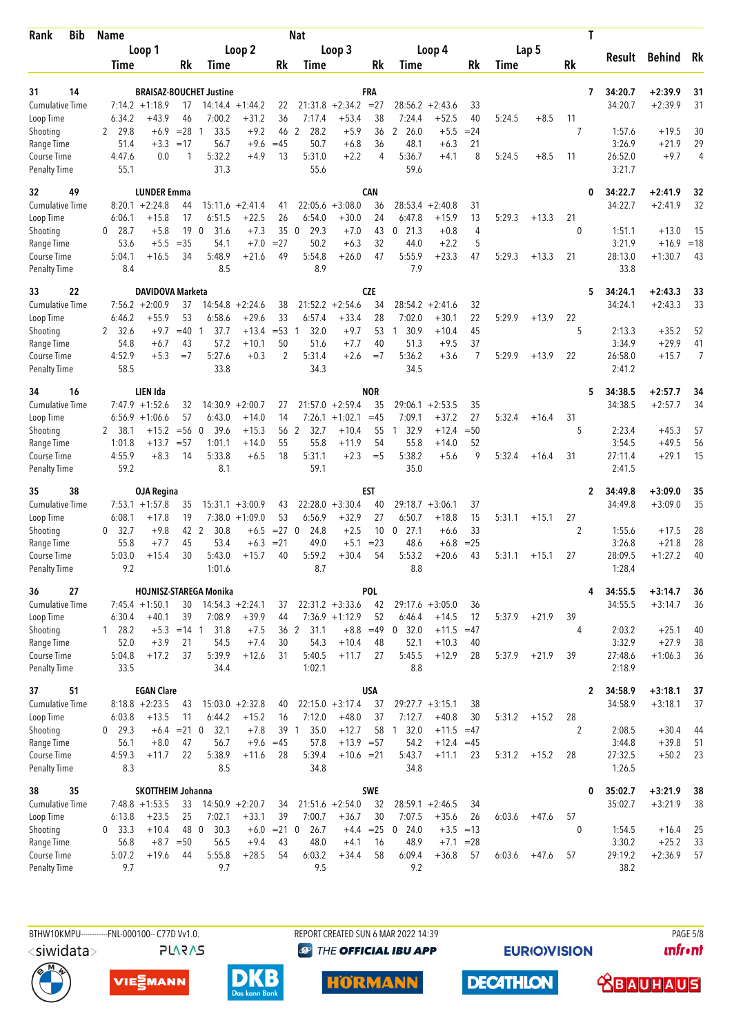| Rank | Bib | Name | | | | | Nat | | | | | | | | | T | Result | Behind | Rk |
|---|---|---|---|---|---|---|---|---|---|---|---|---|---|---|---|---|---|---|---|
| | | Loop 1 | | | Loop 2 | | | Loop 3 | | | Loop 4 | | | Lap 5 | | | | | |
| | | Time | | Rk | Time | | Rk | Time | | Rk | Time | | Rk | Time | | Rk | | | |
| 31 | 14 | BRAISAZ-BOUCHET Justine | | | | | | FRA | | | | | | | | 7 | 34:20.7 | +2:39.9 | 31 |
| Cumulative Time | | 7:14.2 | +1:18.9 | 17 | 14:14.4 | +1:44.2 | 22 | 21:31.8 | +2:34.2 | =27 | 28:56.2 | +2:43.6 | 33 | | | | 34:20.7 | +2:39.9 | 31 |
| Loop Time | | 6:34.2 | +43.9 | 46 | 7:00.2 | +31.2 | 36 | 7:17.4 | +53.4 | 38 | 7:24.4 | +52.5 | 40 | 5:24.5 | +8.5 | 11 | | | |
| Shooting | | 2 29.8 | +6.9 | =28 | 1 33.5 | +9.2 | 46 | 2 28.2 | +5.9 | 36 | 2 26.0 | +5.5 | =24 | | | 7 | 1:57.6 | +19.5 | 30 |
| Range Time | | 51.4 | +3.3 | =17 | 56.7 | +9.6 | =45 | 50.7 | +6.8 | 36 | 48.1 | +6.3 | 21 | | | | 3:26.9 | +21.9 | 29 |
| Course Time | | 4:47.6 | 0.0 | 1 | 5:32.2 | +4.9 | 13 | 5:31.0 | +2.2 | 4 | 5:36.7 | +4.1 | 8 | 5:24.5 | +8.5 | 11 | 26:52.0 | +9.7 | 4 |
| Penalty Time | | 55.1 | | | 31.3 | | | 55.6 | | | 59.6 | | | | | | 3:21.7 | | |
| 32 | 49 | LUNDER Emma | | | | | | CAN | | | | | | | | 0 | 34:22.7 | +2:41.9 | 32 |
| Cumulative Time | | 8:20.1 | +2:24.8 | 44 | 15:11.6 | +2:41.4 | 41 | 22:05.6 | +3:08.0 | 36 | 28:53.4 | +2:40.8 | 31 | | | | 34:22.7 | +2:41.9 | 32 |
| Loop Time | | 6:06.1 | +15.8 | 17 | 6:51.5 | +22.5 | 26 | 6:54.0 | +30.0 | 24 | 6:47.8 | +15.9 | 13 | 5:29.3 | +13.3 | 21 | | | |
| Shooting | | 0 28.7 | +5.8 | 19 | 0 31.6 | +7.3 | 35 | 0 29.3 | +7.0 | 43 | 0 21.3 | +0.8 | 4 | | | 0 | 1:51.1 | +13.0 | 15 |
| Range Time | | 53.6 | +5.5 | =35 | 54.1 | +7.0 | =27 | 50.2 | +6.3 | 32 | 44.0 | +2.2 | 5 | | | | 3:21.9 | +16.9 | =18 |
| Course Time | | 5:04.1 | +16.5 | 34 | 5:48.9 | +21.6 | 49 | 5:54.8 | +26.0 | 47 | 5:55.9 | +23.3 | 47 | 5:29.3 | +13.3 | 21 | 28:13.0 | +1:30.7 | 43 |
| Penalty Time | | 8.4 | | | 8.5 | | | 8.9 | | | 7.9 | | | | | | 33.8 | | |
| 33 | 22 | DAVIDOVA Marketa | | | | | | CZE | | | | | | | | 5 | 34:24.1 | +2:43.3 | 33 |
| Cumulative Time | | 7:56.2 | +2:00.9 | 37 | 14:54.8 | +2:24.6 | 38 | 21:52.2 | +2:54.6 | 34 | 28:54.2 | +2:41.6 | 32 | | | | 34:24.1 | +2:43.3 | 33 |
| Loop Time | | 6:46.2 | +55.9 | 53 | 6:58.6 | +29.6 | 33 | 6:57.4 | +33.4 | 28 | 7:02.0 | +30.1 | 22 | 5:29.9 | +13.9 | 22 | | | |
| Shooting | | 2 32.6 | +9.7 | =40 | 1 37.7 | +13.4 | =53 | 1 32.0 | +9.7 | 53 | 1 30.9 | +10.4 | 45 | | | 5 | 2:13.3 | +35.2 | 52 |
| Range Time | | 54.8 | +6.7 | 43 | 57.2 | +10.1 | 50 | 51.6 | +7.7 | 40 | 51.3 | +9.5 | 37 | | | | 3:34.9 | +29.9 | 41 |
| Course Time | | 4:52.9 | +5.3 | =7 | 5:27.6 | +0.3 | 2 | 5:31.4 | +2.6 | =7 | 5:36.2 | +3.6 | 7 | 5:29.9 | +13.9 | 22 | 26:58.0 | +15.7 | 7 |
| Penalty Time | | 58.5 | | | 33.8 | | | 34.3 | | | 34.5 | | | | | | 2:41.2 | | |
| 34 | 16 | LIEN Ida | | | | | | NOR | | | | | | | | 5 | 34:38.5 | +2:57.7 | 34 |
| Cumulative Time | | 7:47.9 | +1:52.6 | 32 | 14:30.9 | +2:00.7 | 27 | 21:57.0 | +2:59.4 | 35 | 29:06.1 | +2:53.5 | 35 | | | | 34:38.5 | +2:57.7 | 34 |
| Loop Time | | 6:56.9 | +1:06.6 | 57 | 6:43.0 | +14.0 | 14 | 7:26.1 | +1:02.1 | =45 | 7:09.1 | +37.2 | 27 | 5:32.4 | +16.4 | 31 | | | |
| Shooting | | 2 38.1 | +15.2 | =56 | 0 39.6 | +15.3 | 56 | 2 32.7 | +10.4 | 55 | 1 32.9 | +12.4 | =50 | | | 5 | 2:23.4 | +45.3 | 57 |
| Range Time | | 1:01.8 | +13.7 | =57 | 1:01.1 | +14.0 | 55 | 55.8 | +11.9 | 54 | 55.8 | +14.0 | 52 | | | | 3:54.5 | +49.5 | 56 |
| Course Time | | 4:55.9 | +8.3 | 14 | 5:33.8 | +6.5 | 18 | 5:31.1 | +2.3 | =5 | 5:38.2 | +5.6 | 9 | 5:32.4 | +16.4 | 31 | 27:11.4 | +29.1 | 15 |
| Penalty Time | | 59.2 | | | 8.1 | | | 59.1 | | | 35.0 | | | | | | 2:41.5 | | |
| 35 | 38 | OJA Regina | | | | | | EST | | | | | | | | 2 | 34:49.8 | +3:09.0 | 35 |
| Cumulative Time | | 7:53.1 | +1:57.8 | 35 | 15:31.1 | +3:00.9 | 43 | 22:28.0 | +3:30.4 | 40 | 29:18.7 | +3:06.1 | 37 | | | | 34:49.8 | +3:09.0 | 35 |
| Loop Time | | 6:08.1 | +17.8 | 19 | 7:38.0 | +1:09.0 | 53 | 6:56.9 | +32.9 | 27 | 6:50.7 | +18.8 | 15 | 5:31.1 | +15.1 | 27 | | | |
| Shooting | | 0 32.7 | +9.8 | 42 | 2 30.8 | +6.5 | =27 | 0 24.8 | +2.5 | 10 | 0 27.1 | +6.6 | 33 | | | 2 | 1:55.6 | +17.5 | 28 |
| Range Time | | 55.8 | +7.7 | 45 | 53.4 | +6.3 | =21 | 49.0 | +5.1 | =23 | 48.6 | +6.8 | =25 | | | | 3:26.8 | +21.8 | 28 |
| Course Time | | 5:03.0 | +15.4 | 30 | 5:43.0 | +15.7 | 40 | 5:59.2 | +30.4 | 54 | 5:53.2 | +20.6 | 43 | 5:31.1 | +15.1 | 27 | 28:09.5 | +1:27.2 | 40 |
| Penalty Time | | 9.2 | | | 1:01.6 | | | 8.7 | | | 8.8 | | | | | | 1:28.4 | | |
| 36 | 27 | HOJNISZ-STAREGA Monika | | | | | | POL | | | | | | | | 4 | 34:55.5 | +3:14.7 | 36 |
| Cumulative Time | | 7:45.4 | +1:50.1 | 30 | 14:54.3 | +2:24.1 | 37 | 22:31.2 | +3:33.6 | 42 | 29:17.6 | +3:05.0 | 36 | | | | 34:55.5 | +3:14.7 | 36 |
| Loop Time | | 6:30.4 | +40.1 | 39 | 7:08.9 | +39.9 | 44 | 7:36.9 | +1:12.9 | 52 | 6:46.4 | +14.5 | 12 | 5:37.9 | +21.9 | 39 | | | |
| Shooting | | 1 28.2 | +5.3 | =14 | 1 31.8 | +7.5 | 36 | 2 31.1 | +8.8 | =49 | 0 32.0 | +11.5 | =47 | | | 4 | 2:03.2 | +25.1 | 40 |
| Range Time | | 52.0 | +3.9 | 21 | 54.5 | +7.4 | 30 | 54.3 | +10.4 | 48 | 52.1 | +10.3 | 40 | | | | 3:32.9 | +27.9 | 38 |
| Course Time | | 5:04.8 | +17.2 | 37 | 5:39.9 | +12.6 | 31 | 5:40.5 | +11.7 | 27 | 5:45.5 | +12.9 | 28 | 5:37.9 | +21.9 | 39 | 27:48.6 | +1:06.3 | 36 |
| Penalty Time | | 33.5 | | | 34.4 | | | 1:02.1 | | | 8.8 | | | | | | 2:18.9 | | |
| 37 | 51 | EGAN Clare | | | | | | USA | | | | | | | | 2 | 34:58.9 | +3:18.1 | 37 |
| Cumulative Time | | 8:18.8 | +2:23.5 | 43 | 15:03.0 | +2:32.8 | 40 | 22:15.0 | +3:17.4 | 37 | 29:27.7 | +3:15.1 | 38 | | | | 34:58.9 | +3:18.1 | 37 |
| Loop Time | | 6:03.8 | +13.5 | 11 | 6:44.2 | +15.2 | 16 | 7:12.0 | +48.0 | 37 | 7:12.7 | +40.8 | 30 | 5:31.2 | +15.2 | 28 | | | |
| Shooting | | 0 29.3 | +6.4 | =21 | 0 32.1 | +7.8 | 39 | 1 35.0 | +12.7 | 58 | 1 32.0 | +11.5 | =47 | | | 2 | 2:08.5 | +30.4 | 44 |
| Range Time | | 56.1 | +8.0 | 47 | 56.7 | +9.6 | =45 | 57.8 | +13.9 | =57 | 54.2 | +12.4 | =45 | | | | 3:44.8 | +39.8 | 51 |
| Course Time | | 4:59.3 | +11.7 | 22 | 5:38.9 | +11.6 | 28 | 5:39.4 | +10.6 | =21 | 5:43.7 | +11.1 | 23 | 5:31.2 | +15.2 | 28 | 27:32.5 | +50.2 | 23 |
| Penalty Time | | 8.3 | | | 8.5 | | | 34.8 | | | 34.8 | | | | | | 1:26.5 | | |
| 38 | 35 | SKOTTHEIM Johanna | | | | | | SWE | | | | | | | | 0 | 35:02.7 | +3:21.9 | 38 |
| Cumulative Time | | 7:48.8 | +1:53.5 | 33 | 14:50.9 | +2:20.7 | 34 | 21:51.6 | +2:54.0 | 32 | 28:59.1 | +2:46.5 | 34 | | | | 35:02.7 | +3:21.9 | 38 |
| Loop Time | | 6:13.8 | +23.5 | 25 | 7:02.1 | +33.1 | 39 | 7:00.7 | +36.7 | 30 | 7:07.5 | +35.6 | 26 | 6:03.6 | +47.6 | 57 | | | |
| Shooting | | 0 33.3 | +10.4 | 48 | 0 30.3 | +6.0 | =21 | 0 26.7 | +4.4 | =25 | 0 24.0 | +3.5 | =13 | | | 0 | 1:54.5 | +16.4 | 25 |
| Range Time | | 56.8 | +8.7 | =50 | 56.5 | +9.4 | 43 | 48.0 | +4.1 | 16 | 48.9 | +7.1 | =28 | | | | 3:30.2 | +25.2 | 33 |
| Course Time | | 5:07.2 | +19.6 | 44 | 5:55.8 | +28.5 | 54 | 6:03.2 | +34.4 | 58 | 6:09.4 | +36.8 | 57 | 6:03.6 | +47.6 | 57 | 29:19.2 | +2:36.9 | 57 |
| Penalty Time | | 9.7 | | | 9.7 | | | 9.5 | | | 9.2 | | | | | | 38.2 | | |

BTHW10KMPU-----------FNL-000100-- C77D Vv1.0. REPORT CREATED SUN 6 MAR 2022 14:39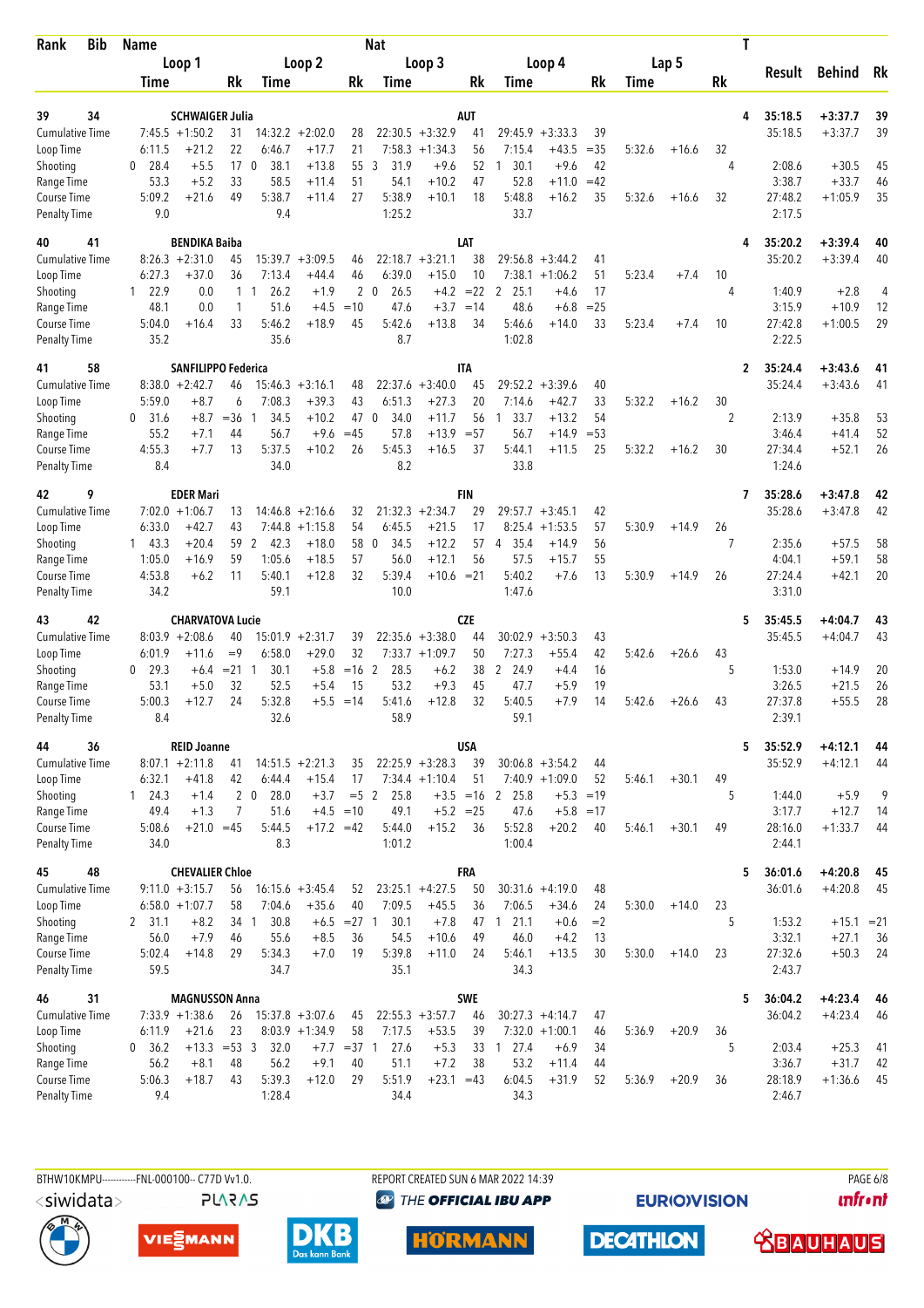| Rank | Bib | Name | | Loop 1 Time | | Rk | Loop 2 Time | | Rk | Nat Loop 3 Time | | Rk | Loop 4 Time | | Rk | Lap 5 Time | | Rk | T | Result | Behind | Rk |
|---|---|---|---|---|---|---|---|---|---|---|---|---|---|---|---|---|---|---|---|---|---|---|
| 39 | 34 | SCHWAIGER Julia | | | | | | | | AUT | | | | | | | | | 4 | 35:18.5 | +3:37.7 | 39 |
| | | Cumulative Time | | 7:45.5 | +1:50.2 | 31 | 14:32.2 | +2:02.0 | 28 | 22:30.5 | +3:32.9 | 41 | 29:45.9 | +3:33.3 | 39 | | | | | 35:18.5 | +3:37.7 | 39 |
| | | Loop Time | | 6:11.5 | +21.2 | 22 | 6:46.7 | +17.7 | 21 | 7:58.3 | +1:34.3 | 56 | 7:15.4 | +43.5 | =35 | 5:32.6 | +16.6 | 32 | | | | |
| | | Shooting | 0 | 28.4 | +5.5 | 17 | 0 38.1 | +13.8 | 55 | 3 31.9 | +9.6 | 52 | 1 30.1 | +9.6 | 42 | | | | 4 | 2:08.6 | +30.5 | 45 |
| | | Range Time | | 53.3 | +5.2 | 33 | 58.5 | +11.4 | 51 | 54.1 | +10.2 | 47 | 52.8 | +11.0 | =42 | | | | | 3:38.7 | +33.7 | 46 |
| | | Course Time | | 5:09.2 | +21.6 | 49 | 5:38.7 | +11.4 | 27 | 5:38.9 | +10.1 | 18 | 5:48.8 | +16.2 | 35 | 5:32.6 | +16.6 | 32 | | 27:48.2 | +1:05.9 | 35 |
| | | Penalty Time | | 9.0 | | | 9.4 | | | 1:25.2 | | | 33.7 | | | | | | | 2:17.5 | | |
| 40 | 41 | BENDIKA Baiba | | | | | | | | LAT | | | | | | | | | 4 | 35:20.2 | +3:39.4 | 40 |
| | | Cumulative Time | | 8:26.3 | +2:31.0 | 45 | 15:39.7 | +3:09.5 | 46 | 22:18.7 | +3:21.1 | 38 | 29:56.8 | +3:44.2 | 41 | | | | | 35:20.2 | +3:39.4 | 40 |
| | | Loop Time | | 6:27.3 | +37.0 | 36 | 7:13.4 | +44.4 | 46 | 6:39.0 | +15.0 | 10 | 7:38.1 | +1:06.2 | 51 | 5:23.4 | +7.4 | 10 | | | | |
| | | Shooting | 1 | 22.9 | 0.0 | 1 | 1 26.2 | +1.9 | 2 | 0 26.5 | +4.2 | =22 | 2 25.1 | +4.6 | 17 | | | | 4 | 1:40.9 | +2.8 | 4 |
| | | Range Time | | 48.1 | 0.0 | 1 | 51.6 | +4.5 | =10 | 47.6 | +3.7 | =14 | 48.6 | +6.8 | =25 | | | | | 3:15.9 | +10.9 | 12 |
| | | Course Time | | 5:04.0 | +16.4 | 33 | 5:46.2 | +18.9 | 45 | 5:42.6 | +13.8 | 34 | 5:46.6 | +14.0 | 33 | 5:23.4 | +7.4 | 10 | | 27:42.8 | +1:00.5 | 29 |
| | | Penalty Time | | 35.2 | | | 35.6 | | | 8.7 | | | 1:02.8 | | | | | | | 2:22.5 | | |
| 41 | 58 | SANFILIPPO Federica | | | | | | | | ITA | | | | | | | | | 2 | 35:24.4 | +3:43.6 | 41 |
| | | Cumulative Time | | 8:38.0 | +2:42.7 | 46 | 15:46.3 | +3:16.1 | 48 | 22:37.6 | +3:40.0 | 45 | 29:52.2 | +3:39.6 | 40 | | | | | 35:24.4 | +3:43.6 | 41 |
| | | Loop Time | | 5:59.0 | +8.7 | 6 | 7:08.3 | +39.3 | 43 | 6:51.3 | +27.3 | 20 | 7:14.6 | +42.7 | 33 | 5:32.2 | +16.2 | 30 | | | | |
| | | Shooting | 0 | 31.6 | +8.7 | =36 | 1 34.5 | +10.2 | 47 | 0 34.0 | +11.7 | 56 | 1 33.7 | +13.2 | 54 | | | | 2 | 2:13.9 | +35.8 | 53 |
| | | Range Time | | 55.2 | +7.1 | 44 | 56.7 | +9.6 | =45 | 57.8 | +13.9 | =57 | 56.7 | +14.9 | =53 | | | | | 3:46.4 | +41.4 | 52 |
| | | Course Time | | 4:55.3 | +7.7 | 13 | 5:37.5 | +10.2 | 26 | 5:45.3 | +16.5 | 37 | 5:44.1 | +11.5 | 25 | 5:32.2 | +16.2 | 30 | | 27:34.4 | +52.1 | 26 |
| | | Penalty Time | | 8.4 | | | 34.0 | | | 8.2 | | | 33.8 | | | | | | | 1:24.6 | | |
| 42 | 9 | EDER Mari | | | | | | | | FIN | | | | | | | | | 7 | 35:28.6 | +3:47.8 | 42 |
| | | Cumulative Time | | 7:02.0 | +1:06.7 | 13 | 14:46.8 | +2:16.6 | 32 | 21:32.3 | +2:34.7 | 29 | 29:57.7 | +3:45.1 | 42 | | | | | 35:28.6 | +3:47.8 | 42 |
| | | Loop Time | | 6:33.0 | +42.7 | 43 | 7:44.8 | +1:15.8 | 54 | 6:45.5 | +21.5 | 17 | 8:25.4 | +1:53.5 | 57 | 5:30.9 | +14.9 | 26 | | | | |
| | | Shooting | 1 | 43.3 | +20.4 | 59 | 2 42.3 | +18.0 | 58 | 0 34.5 | +12.2 | 57 | 4 35.4 | +14.9 | 56 | | | | 7 | 2:35.6 | +57.5 | 58 |
| | | Range Time | | 1:05.0 | +16.9 | 59 | 1:05.6 | +18.5 | 57 | 56.0 | +12.1 | 56 | 57.5 | +15.7 | 55 | | | | | 4:04.1 | +59.1 | 58 |
| | | Course Time | | 4:53.8 | +6.2 | 11 | 5:40.1 | +12.8 | 32 | 5:39.4 | +10.6 | =21 | 5:40.2 | +7.6 | 13 | 5:30.9 | +14.9 | 26 | | 27:24.4 | +42.1 | 20 |
| | | Penalty Time | | 34.2 | | | 59.1 | | | 10.0 | | | 1:47.6 | | | | | | | 3:31.0 | | |
| 43 | 42 | CHARVATOVA Lucie | | | | | | | | CZE | | | | | | | | | 5 | 35:45.5 | +4:04.7 | 43 |
| | | Cumulative Time | | 8:03.9 | +2:08.6 | 40 | 15:01.9 | +2:31.7 | 39 | 22:35.6 | +3:38.0 | 44 | 30:02.9 | +3:50.3 | 43 | | | | | 35:45.5 | +4:04.7 | 43 |
| | | Loop Time | | 6:01.9 | +11.6 | =9 | 6:58.0 | +29.0 | 32 | 7:33.7 | +1:09.7 | 50 | 7:27.3 | +55.4 | 42 | 5:42.6 | +26.6 | 43 | | | | |
| | | Shooting | 0 | 29.3 | +6.4 | =21 | 1 30.1 | +5.8 | =16 | 2 28.5 | +6.2 | 38 | 2 24.9 | +4.4 | 16 | | | | 5 | 1:53.0 | +14.9 | 20 |
| | | Range Time | | 53.1 | +5.0 | 32 | 52.5 | +5.4 | 15 | 53.2 | +9.3 | 45 | 47.7 | +5.9 | 19 | | | | | 3:26.5 | +21.5 | 26 |
| | | Course Time | | 5:00.3 | +12.7 | 24 | 5:32.8 | +5.5 | =14 | 5:41.6 | +12.8 | 32 | 5:40.5 | +7.9 | 14 | 5:42.6 | +26.6 | 43 | | 27:37.8 | +55.5 | 28 |
| | | Penalty Time | | 8.4 | | | 32.6 | | | 58.9 | | | 59.1 | | | | | | | 2:39.1 | | |
| 44 | 36 | REID Joanne | | | | | | | | USA | | | | | | | | | 5 | 35:52.9 | +4:12.1 | 44 |
| | | Cumulative Time | | 8:07.1 | +2:11.8 | 41 | 14:51.5 | +2:21.3 | 35 | 22:25.9 | +3:28.3 | 39 | 30:06.8 | +3:54.2 | 44 | | | | | 35:52.9 | +4:12.1 | 44 |
| | | Loop Time | | 6:32.1 | +41.8 | 42 | 6:44.4 | +15.4 | 17 | 7:34.4 | +1:10.4 | 51 | 7:40.9 | +1:09.0 | 52 | 5:46.1 | +30.1 | 49 | | | | |
| | | Shooting | 1 | 24.3 | +1.4 | 2 | 0 28.0 | +3.7 | =5 | 2 25.8 | +3.5 | =16 | 2 25.8 | +5.3 | =19 | | | | 5 | 1:44.0 | +5.9 | 9 |
| | | Range Time | | 49.4 | +1.3 | 7 | 51.6 | +4.5 | =10 | 49.1 | +5.2 | =25 | 47.6 | +5.8 | =17 | | | | | 3:17.7 | +12.7 | 14 |
| | | Course Time | | 5:08.6 | +21.0 | =45 | 5:44.5 | +17.2 | =42 | 5:44.0 | +15.2 | 36 | 5:52.8 | +20.2 | 40 | 5:46.1 | +30.1 | 49 | | 28:16.0 | +1:33.7 | 44 |
| | | Penalty Time | | 34.0 | | | 8.3 | | | 1:01.2 | | | 1:00.4 | | | | | | | 2:44.1 | | |
| 45 | 48 | CHEVALIER Chloe | | | | | | | | FRA | | | | | | | | | 5 | 36:01.6 | +4:20.8 | 45 |
| | | Cumulative Time | | 9:11.0 | +3:15.7 | 56 | 16:15.6 | +3:45.4 | 52 | 23:25.1 | +4:27.5 | 50 | 30:31.6 | +4:19.0 | 48 | | | | | 36:01.6 | +4:20.8 | 45 |
| | | Loop Time | | 6:58.0 | +1:07.7 | 58 | 7:04.6 | +35.6 | 40 | 7:09.5 | +45.5 | 36 | 7:06.5 | +34.6 | 24 | 5:30.0 | +14.0 | 23 | | | | |
| | | Shooting | 2 | 31.1 | +8.2 | 34 | 1 30.8 | +6.5 | =27 | 1 30.1 | +7.8 | 47 | 1 21.1 | +0.6 | =2 | | | | 5 | 1:53.2 | +15.1 | =21 |
| | | Range Time | | 56.0 | +7.9 | 46 | 55.6 | +8.5 | 36 | 54.5 | +10.6 | 49 | 46.0 | +4.2 | 13 | | | | | 3:32.1 | +27.1 | 36 |
| | | Course Time | | 5:02.4 | +14.8 | 29 | 5:34.3 | +7.0 | 19 | 5:39.8 | +11.0 | 24 | 5:46.1 | +13.5 | 30 | 5:30.0 | +14.0 | 23 | | 27:32.6 | +50.3 | 24 |
| | | Penalty Time | | 59.5 | | | 34.7 | | | 35.1 | | | 34.3 | | | | | | | 2:43.7 | | |
| 46 | 31 | MAGNUSSON Anna | | | | | | | | SWE | | | | | | | | | 5 | 36:04.2 | +4:23.4 | 46 |
| | | Cumulative Time | | 7:33.9 | +1:38.6 | 26 | 15:37.8 | +3:07.6 | 45 | 22:55.3 | +3:57.7 | 46 | 30:27.3 | +4:14.7 | 47 | | | | | 36:04.2 | +4:23.4 | 46 |
| | | Loop Time | | 6:11.9 | +21.6 | 23 | 8:03.9 | +1:34.9 | 58 | 7:17.5 | +53.5 | 39 | 7:32.0 | +1:00.1 | 46 | 5:36.9 | +20.9 | 36 | | | | |
| | | Shooting | 0 | 36.2 | +13.3 | =53 | 3 32.0 | +7.7 | =37 | 1 27.6 | +5.3 | 33 | 1 27.4 | +6.9 | 34 | | | | 5 | 2:03.4 | +25.3 | 41 |
| | | Range Time | | 56.2 | +8.1 | 48 | 56.2 | +9.1 | 40 | 51.1 | +7.2 | 38 | 53.2 | +11.4 | 44 | | | | | 3:36.7 | +31.7 | 42 |
| | | Course Time | | 5:06.3 | +18.7 | 43 | 5:39.3 | +12.0 | 29 | 5:51.9 | +23.1 | =43 | 6:04.5 | +31.9 | 52 | 5:36.9 | +20.9 | 36 | | 28:18.9 | +1:36.6 | 45 |
| | | Penalty Time | | 9.4 | | | 1:28.4 | | | 34.4 | | | 34.3 | | | | | | | 2:46.7 | | |

BTHW10KMPU-----------FNL-000100-- C77D Vv1.0. REPORT CREATED SUN 6 MAR 2022 14:39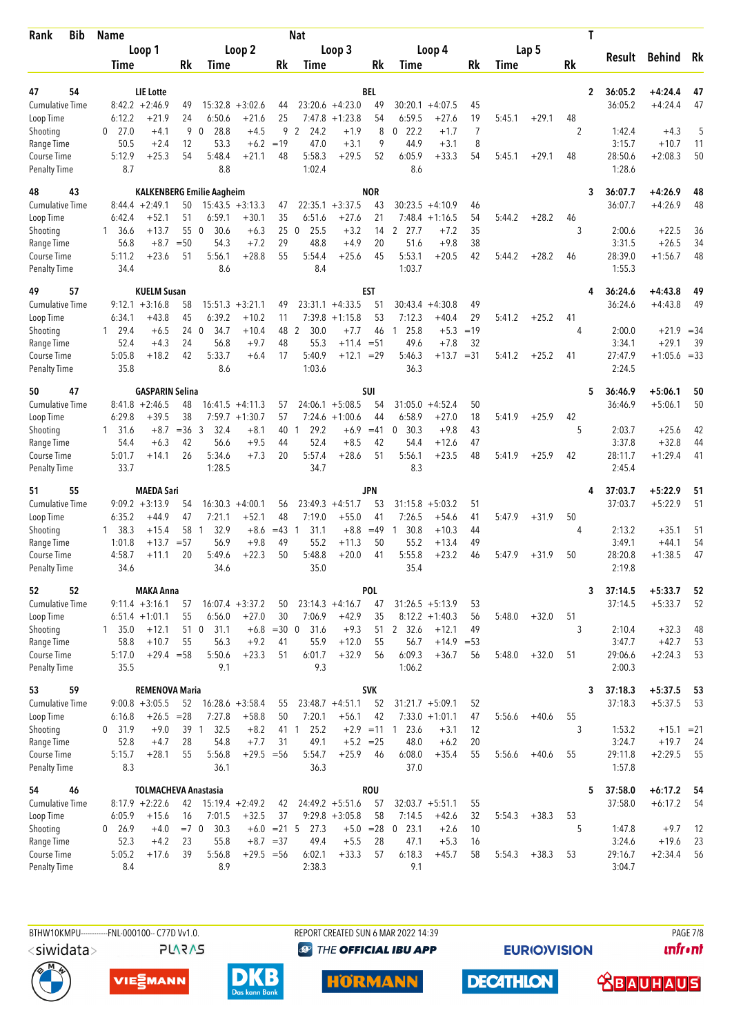| Rank | Bib | Name | | Loop 1 | | Loop 2 | | | Nat Loop 3 | | | Loop 4 | | | Lap 5 | | | T | Result | Behind | Rk |
|---|---|---|---|---|---|---|---|---|---|---|---|---|---|---|---|---|---|---|---|---|---|
| | | | Time | | Rk | Time | | Rk | Time | | Rk | Time | | Rk | Time | | Rk | | | | |
| 47 | 54 | LIE Lotte | | | | | | | BEL | | | | | | | | | 2 | 36:05.2 | +4:24.4 | 47 |
| Cumulative Time | | | 8:42.2 | +2:46.9 | 49 | 15:32.8 | +3:02.6 | 44 | 23:20.6 | +4:23.0 | 49 | 30:20.1 | +4:07.5 | 45 | | | | | 36:05.2 | +4:24.4 | 47 |
| Loop Time | | | 6:12.2 | +21.9 | 24 | 6:50.6 | +21.6 | 25 | 7:47.8 | +1:23.8 | 54 | 6:59.5 | +27.6 | 19 | 5:45.1 | +29.1 | 48 | | | | |
| Shooting | | | 0 27.0 | +4.1 | 9 | 0 28.8 | +4.5 | 9 | 2 24.2 | +1.9 | 8 | 0 22.2 | +1.7 | 7 | | | | 2 | 1:42.4 | +4.3 | 5 |
| Range Time | | | 50.5 | +2.4 | 12 | 53.3 | +6.2 | =19 | 47.0 | +3.1 | 9 | 44.9 | +3.1 | 8 | | | | | 3:15.7 | +10.7 | 11 |
| Course Time | | | 5:12.9 | +25.3 | 54 | 5:48.4 | +21.1 | 48 | 5:58.3 | +29.5 | 52 | 6:05.9 | +33.3 | 54 | 5:45.1 | +29.1 | 48 | | 28:50.6 | +2:08.3 | 50 |
| Penalty Time | | | 8.7 | | | 8.8 | | | 1:02.4 | | | 8.6 | | | | | | | 1:28.6 | | |
| 48 | 43 | KALKENBERG Emilie Aagheim | | | | | | | NOR | | | | | | | | | 3 | 36:07.7 | +4:26.9 | 48 |
| Cumulative Time | | | 8:44.4 | +2:49.1 | 50 | 15:43.5 | +3:13.3 | 47 | 22:35.1 | +3:37.5 | 43 | 30:23.5 | +4:10.9 | 46 | | | | | 36:07.7 | +4:26.9 | 48 |
| Loop Time | | | 6:42.4 | +52.1 | 51 | 6:59.1 | +30.1 | 35 | 6:51.6 | +27.6 | 21 | 7:48.4 | +1:16.5 | 54 | 5:44.2 | +28.2 | 46 | | | | |
| Shooting | | | 1 36.6 | +13.7 | 55 | 0 30.6 | +6.3 | 25 | 0 25.5 | +3.2 | 14 | 2 27.7 | +7.2 | 35 | | | | 3 | 2:00.6 | +22.5 | 36 |
| Range Time | | | 56.8 | +8.7 | =50 | 54.3 | +7.2 | 29 | 48.8 | +4.9 | 20 | 51.6 | +9.8 | 38 | | | | | 3:31.5 | +26.5 | 34 |
| Course Time | | | 5:11.2 | +23.6 | 51 | 5:56.1 | +28.8 | 55 | 5:54.4 | +25.6 | 45 | 5:53.1 | +20.5 | 42 | 5:44.2 | +28.2 | 46 | | 28:39.0 | +1:56.7 | 48 |
| Penalty Time | | | 34.4 | | | 8.6 | | | 8.4 | | | 1:03.7 | | | | | | | 1:55.3 | | |
| 49 | 57 | KUELM Susan | | | | | | | EST | | | | | | | | | 4 | 36:24.6 | +4:43.8 | 49 |
| Cumulative Time | | | 9:12.1 | +3:16.8 | 58 | 15:51.3 | +3:21.1 | 49 | 23:31.1 | +4:33.5 | 51 | 30:43.4 | +4:30.8 | 49 | | | | | 36:24.6 | +4:43.8 | 49 |
| Loop Time | | | 6:34.1 | +43.8 | 45 | 6:39.2 | +10.2 | 11 | 7:39.8 | +1:15.8 | 53 | 7:12.3 | +40.4 | 29 | 5:41.2 | +25.2 | 41 | | | | |
| Shooting | | | 1 29.4 | +6.5 | 24 | 0 34.7 | +10.4 | 48 | 2 30.0 | +7.7 | 46 | 1 25.8 | +5.3 | =19 | | | | 4 | 2:00.0 | +21.9 | =34 |
| Range Time | | | 52.4 | +4.3 | 24 | 56.8 | +9.7 | 48 | 55.3 | +11.4 | =51 | 49.6 | +7.8 | 32 | | | | | 3:34.1 | +29.1 | 39 |
| Course Time | | | 5:05.8 | +18.2 | 42 | 5:33.7 | +6.4 | 17 | 5:40.9 | +12.1 | =29 | 5:46.3 | +13.7 | =31 | 5:41.2 | +25.2 | 41 | | 27:47.9 | +1:05.6 | =33 |
| Penalty Time | | | 35.8 | | | 8.6 | | | 1:03.6 | | | 36.3 | | | | | | | 2:24.5 | | |
| 50 | 47 | GASPARIN Selina | | | | | | | SUI | | | | | | | | | 5 | 36:46.9 | +5:06.1 | 50 |
| Cumulative Time | | | 8:41.8 | +2:46.5 | 48 | 16:41.5 | +4:11.3 | 57 | 24:06.1 | +5:08.5 | 54 | 31:05.0 | +4:52.4 | 50 | | | | | 36:46.9 | +5:06.1 | 50 |
| Loop Time | | | 6:29.8 | +39.5 | 38 | 7:59.7 | +1:30.7 | 57 | 7:24.6 | +1:00.6 | 44 | 6:58.9 | +27.0 | 18 | 5:41.9 | +25.9 | 42 | | | | |
| Shooting | | | 1 31.6 | +8.7 | =36 | 3 32.4 | +8.1 | 40 | 1 29.2 | +6.9 | =41 | 0 30.3 | +9.8 | 43 | | | | 5 | 2:03.7 | +25.6 | 42 |
| Range Time | | | 54.4 | +6.3 | 42 | 56.6 | +9.5 | 44 | 52.4 | +8.5 | 42 | 54.4 | +12.6 | 47 | | | | | 3:37.8 | +32.8 | 44 |
| Course Time | | | 5:01.7 | +14.1 | 26 | 5:34.6 | +7.3 | 20 | 5:57.4 | +28.6 | 51 | 5:56.1 | +23.5 | 48 | 5:41.9 | +25.9 | 42 | | 28:11.7 | +1:29.4 | 41 |
| Penalty Time | | | 33.7 | | | 1:28.5 | | | 34.7 | | | 8.3 | | | | | | | 2:45.4 | | |
| 51 | 55 | MAEDA Sari | | | | | | | JPN | | | | | | | | | 4 | 37:03.7 | +5:22.9 | 51 |
| Cumulative Time | | | 9:09.2 | +3:13.9 | 54 | 16:30.3 | +4:00.1 | 56 | 23:49.3 | +4:51.7 | 53 | 31:15.8 | +5:03.2 | 51 | | | | | 37:03.7 | +5:22.9 | 51 |
| Loop Time | | | 6:35.2 | +44.9 | 47 | 7:21.1 | +52.1 | 48 | 7:19.0 | +55.0 | 41 | 7:26.5 | +54.6 | 41 | 5:47.9 | +31.9 | 50 | | | | |
| Shooting | | | 1 38.3 | +15.4 | 58 | 1 32.9 | +8.6 | =43 | 1 31.1 | +8.8 | =49 | 1 30.8 | +10.3 | 44 | | | | 4 | 2:13.2 | +35.1 | 51 |
| Range Time | | | 1:01.8 | +13.7 | =57 | 56.9 | +9.8 | 49 | 55.2 | +11.3 | 50 | 55.2 | +13.4 | 49 | | | | | 3:49.1 | +44.1 | 54 |
| Course Time | | | 4:58.7 | +11.1 | 20 | 5:49.6 | +22.3 | 50 | 5:48.8 | +20.0 | 41 | 5:55.8 | +23.2 | 46 | 5:47.9 | +31.9 | 50 | | 28:20.8 | +1:38.5 | 47 |
| Penalty Time | | | 34.6 | | | 34.6 | | | 35.0 | | | 35.4 | | | | | | | 2:19.8 | | |
| 52 | 52 | MAKA Anna | | | | | | | POL | | | | | | | | | 3 | 37:14.5 | +5:33.7 | 52 |
| Cumulative Time | | | 9:11.4 | +3:16.1 | 57 | 16:07.4 | +3:37.2 | 50 | 23:14.3 | +4:16.7 | 47 | 31:26.5 | +5:13.9 | 53 | | | | | 37:14.5 | +5:33.7 | 52 |
| Loop Time | | | 6:51.4 | +1:01.1 | 55 | 6:56.0 | +27.0 | 30 | 7:06.9 | +42.9 | 35 | 8:12.2 | +1:40.3 | 56 | 5:48.0 | +32.0 | 51 | | | | |
| Shooting | | | 1 35.0 | +12.1 | 51 | 0 31.1 | +6.8 | =30 | 0 31.6 | +9.3 | 51 | 2 32.6 | +12.1 | 49 | | | | 3 | 2:10.4 | +32.3 | 48 |
| Range Time | | | 58.8 | +10.7 | 55 | 56.3 | +9.2 | 41 | 55.9 | +12.0 | 55 | 56.7 | +14.9 | =53 | | | | | 3:47.7 | +42.7 | 53 |
| Course Time | | | 5:17.0 | +29.4 | =58 | 5:50.6 | +23.3 | 51 | 6:01.7 | +32.9 | 56 | 6:09.3 | +36.7 | 56 | 5:48.0 | +32.0 | 51 | | 29:06.6 | +2:24.3 | 53 |
| Penalty Time | | | 35.5 | | | 9.1 | | | 9.3 | | | 1:06.2 | | | | | | | 2:00.3 | | |
| 53 | 59 | REMENOVA Maria | | | | | | | SVK | | | | | | | | | 3 | 37:18.3 | +5:37.5 | 53 |
| Cumulative Time | | | 9:00.8 | +3:05.5 | 52 | 16:28.6 | +3:58.4 | 55 | 23:48.7 | +4:51.1 | 52 | 31:21.7 | +5:09.1 | 52 | | | | | 37:18.3 | +5:37.5 | 53 |
| Loop Time | | | 6:16.8 | +26.5 | =28 | 7:27.8 | +58.8 | 50 | 7:20.1 | +56.1 | 42 | 7:33.0 | +1:01.1 | 47 | 5:56.6 | +40.6 | 55 | | | | |
| Shooting | | | 0 31.9 | +9.0 | 39 | 1 32.5 | +8.2 | 41 | 1 25.2 | +2.9 | =11 | 1 23.6 | +3.1 | 12 | | | | 3 | 1:53.2 | +15.1 | =21 |
| Range Time | | | 52.8 | +4.7 | 28 | 54.8 | +7.7 | 31 | 49.1 | +5.2 | =25 | 48.0 | +6.2 | 20 | | | | | 3:24.7 | +19.7 | 24 |
| Course Time | | | 5:15.7 | +28.1 | 55 | 5:56.8 | +29.5 | =56 | 5:54.7 | +25.9 | 46 | 6:08.0 | +35.4 | 55 | 5:56.6 | +40.6 | 55 | | 29:11.8 | +2:29.5 | 55 |
| Penalty Time | | | 8.3 | | | 36.1 | | | 36.3 | | | 37.0 | | | | | | | 1:57.8 | | |
| 54 | 46 | TOLMACHEVA Anastasia | | | | | | | ROU | | | | | | | | | 5 | 37:58.0 | +6:17.2 | 54 |
| Cumulative Time | | | 8:17.9 | +2:22.6 | 42 | 15:19.4 | +2:49.2 | 42 | 24:49.2 | +5:51.6 | 57 | 32:03.7 | +5:51.1 | 55 | | | | | 37:58.0 | +6:17.2 | 54 |
| Loop Time | | | 6:05.9 | +15.6 | 16 | 7:01.5 | +32.5 | 37 | 9:29.8 | +3:05.8 | 58 | 7:14.5 | +42.6 | 32 | 5:54.3 | +38.3 | 53 | | | | |
| Shooting | | | 0 26.9 | +4.0 | =7 | 0 30.3 | +6.0 | =21 | 5 27.3 | +5.0 | =28 | 0 23.1 | +2.6 | 10 | | | | 5 | 1:47.8 | +9.7 | 12 |
| Range Time | | | 52.3 | +4.2 | 23 | 55.8 | +8.7 | =37 | 49.4 | +5.5 | 28 | 47.1 | +5.3 | 16 | | | | | 3:24.6 | +19.6 | 23 |
| Course Time | | | 5:05.2 | +17.6 | 39 | 5:56.8 | +29.5 | =56 | 6:02.1 | +33.3 | 57 | 6:18.3 | +45.7 | 58 | 5:54.3 | +38.3 | 53 | | 29:16.7 | +2:34.4 | 56 |
| Penalty Time | | | 8.4 | | | 8.9 | | | 2:38.3 | | | 9.1 | | | | | | | 3:04.7 | | |

BTHW10KMPU-----------FNL-000100-- C77D Vv1.0. REPORT CREATED SUN 6 MAR 2022 14:39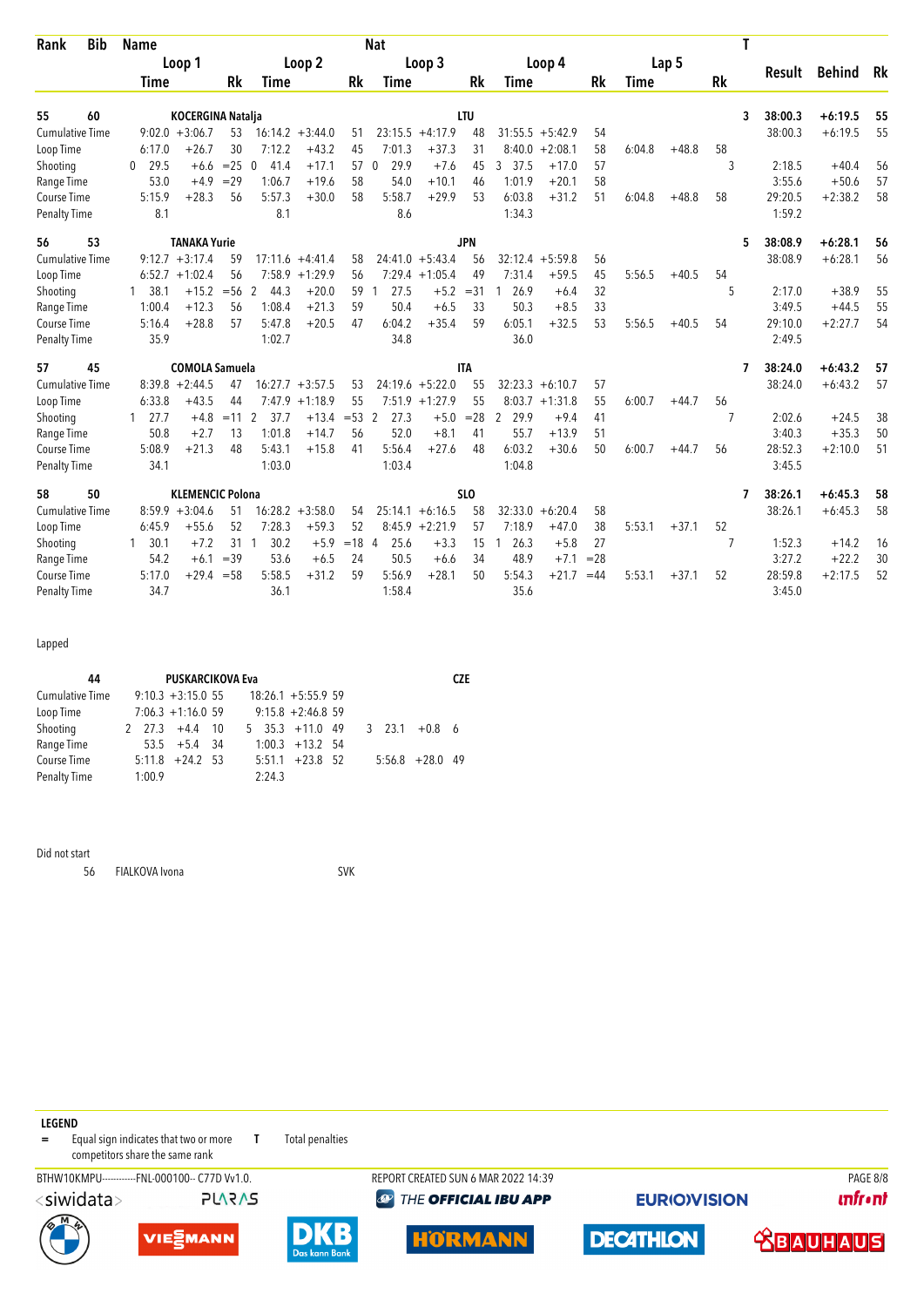| Rank | Bib | Name | | | | | | Nat | | | | | | | | | T | Result | Behind | Rk |
|---|---|---|---|---|---|---|---|---|---|---|---|---|---|---|---|---|---|---|---|---|
| | | Loop 1 | | | Loop 2 | | | Loop 3 | | | Loop 4 | | | Lap 5 | | | | | | |
| | | Time | | Rk | Time | | Rk | Time | | Rk | Time | | Rk | Time | | Rk | | | | |
| 55 | 60 | KOCERGINA Natalja | | | | | | LTU | | | | | | | | | 3 | 38:00.3 | +6:19.5 | 55 |
| Cumulative Time | | 9:02.0 | +3:06.7 | 53 | 16:14.2 | +3:44.0 | 51 | 23:15.5 | +4:17.9 | 48 | 31:55.5 | +5:42.9 | 54 | | | | | 38:00.3 | +6:19.5 | 55 |
| Loop Time | | 6:17.0 | +26.7 | 30 | 7:12.2 | +43.2 | 45 | 7:01.3 | +37.3 | 31 | 8:40.0 | +2:08.1 | 58 | 6:04.8 | +48.8 | 58 | | | | |
| Shooting | | 0 29.5 | +6.6 | =25 | 0 41.4 | +17.1 | 57 | 0 29.9 | +7.6 | 45 | 3 37.5 | +17.0 | 57 | | | | 3 | 2:18.5 | +40.4 | 56 |
| Range Time | | 53.0 | +4.9 | =29 | 1:06.7 | +19.6 | 58 | 54.0 | +10.1 | 46 | 1:01.9 | +20.1 | 58 | | | | | 3:55.6 | +50.6 | 57 |
| Course Time | | 5:15.9 | +28.3 | 56 | 5:57.3 | +30.0 | 58 | 5:58.7 | +29.9 | 53 | 6:03.8 | +31.2 | 51 | 6:04.8 | +48.8 | 58 | | 29:20.5 | +2:38.2 | 58 |
| Penalty Time | | 8.1 | | | 8.1 | | | 8.6 | | | 1:34.3 | | | | | | | 1:59.2 | | |
| 56 | 53 | TANAKA Yurie | | | | | | JPN | | | | | | | | | 5 | 38:08.9 | +6:28.1 | 56 |
| Cumulative Time | | 9:12.7 | +3:17.4 | 59 | 17:11.6 | +4:41.4 | 58 | 24:41.0 | +5:43.4 | 56 | 32:12.4 | +5:59.8 | 56 | | | | | 38:08.9 | +6:28.1 | 56 |
| Loop Time | | 6:52.7 | +1:02.4 | 56 | 7:58.9 | +1:29.9 | 56 | 7:29.4 | +1:05.4 | 49 | 7:31.4 | +59.5 | 45 | 5:56.5 | +40.5 | 54 | | | | |
| Shooting | | 1 38.1 | +15.2 | =56 | 2 44.3 | +20.0 | 59 | 1 27.5 | +5.2 | =31 | 1 26.9 | +6.4 | 32 | | | | 5 | 2:17.0 | +38.9 | 55 |
| Range Time | | 1:00.4 | +12.3 | 56 | 1:08.4 | +21.3 | 59 | 50.4 | +6.5 | 33 | 50.3 | +8.5 | 33 | | | | | 3:49.5 | +44.5 | 55 |
| Course Time | | 5:16.4 | +28.8 | 57 | 5:47.8 | +20.5 | 47 | 6:04.2 | +35.4 | 59 | 6:05.1 | +32.5 | 53 | 5:56.5 | +40.5 | 54 | | 29:10.0 | +2:27.7 | 54 |
| Penalty Time | | 35.9 | | | 1:02.7 | | | 34.8 | | | 36.0 | | | | | | | 2:49.5 | | |
| 57 | 45 | COMOLA Samuela | | | | | | ITA | | | | | | | | | 7 | 38:24.0 | +6:43.2 | 57 |
| Cumulative Time | | 8:39.8 | +2:44.5 | 47 | 16:27.7 | +3:57.5 | 53 | 24:19.6 | +5:22.0 | 55 | 32:23.3 | +6:10.7 | 57 | | | | | 38:24.0 | +6:43.2 | 57 |
| Loop Time | | 6:33.8 | +43.5 | 44 | 7:47.9 | +1:18.9 | 55 | 7:51.9 | +1:27.9 | 55 | 8:03.7 | +1:31.8 | 55 | 6:00.7 | +44.7 | 56 | | | | |
| Shooting | | 1 27.7 | +4.8 | =11 | 2 37.7 | +13.4 | =53 | 2 27.3 | +5.0 | =28 | 2 29.9 | +9.4 | 41 | | | | 7 | 2:02.6 | +24.5 | 38 |
| Range Time | | 50.8 | +2.7 | 13 | 1:01.8 | +14.7 | 56 | 52.0 | +8.1 | 41 | 55.7 | +13.9 | 51 | | | | | 3:40.3 | +35.3 | 50 |
| Course Time | | 5:08.9 | +21.3 | 48 | 5:43.1 | +15.8 | 41 | 5:56.4 | +27.6 | 48 | 6:03.2 | +30.6 | 50 | 6:00.7 | +44.7 | 56 | | 28:52.3 | +2:10.0 | 51 |
| Penalty Time | | 34.1 | | | 1:03.0 | | | 1:03.4 | | | 1:04.8 | | | | | | | 3:45.5 | | |
| 58 | 50 | KLEMENCIC Polona | | | | | | SLO | | | | | | | | | 7 | 38:26.1 | +6:45.3 | 58 |
| Cumulative Time | | 8:59.9 | +3:04.6 | 51 | 16:28.2 | +3:58.0 | 54 | 25:14.1 | +6:16.5 | 58 | 32:33.0 | +6:20.4 | 58 | | | | | 38:26.1 | +6:45.3 | 58 |
| Loop Time | | 6:45.9 | +55.6 | 52 | 7:28.3 | +59.3 | 52 | 8:45.9 | +2:21.9 | 57 | 7:18.9 | +47.0 | 38 | 5:53.1 | +37.1 | 52 | | | | |
| Shooting | | 1 30.1 | +7.2 | 31 | 1 30.2 | +5.9 | =18 | 4 25.6 | +3.3 | 15 | 1 26.3 | +5.8 | 27 | | | | 7 | 1:52.3 | +14.2 | 16 |
| Range Time | | 54.2 | +6.1 | =39 | 53.6 | +6.5 | 24 | 50.5 | +6.6 | 34 | 48.9 | +7.1 | =28 | | | | | 3:27.2 | +22.2 | 30 |
| Course Time | | 5:17.0 | +29.4 | =58 | 5:58.5 | +31.2 | 59 | 5:56.9 | +28.1 | 50 | 5:54.3 | +21.7 | =44 | 5:53.1 | +37.1 | 52 | | 28:59.8 | +2:17.5 | 52 |
| Penalty Time | | 34.7 | | | 36.1 | | | 1:58.4 | | | 35.6 | | | | | | | 3:45.0 | | |

Lapped

| | Bib | Name | | | | | | Nat | | |
|---|---|---|---|---|---|---|---|---|---|---|
| | 44 | PUSKARCIKOVA Eva | | | | | | CZE | | |
| Cumulative Time | | 9:10.3 | +3:15.0 | 55 | 18:26.1 | +5:55.9 | 59 | | | |
| Loop Time | | 7:06.3 | +1:16.0 | 59 | 9:15.8 | +2:46.8 | 59 | | | |
| Shooting | | 2 27.3 | +4.4 | 10 | 5 35.3 | +11.0 | 49 | 3 23.1 | +0.8 | 6 |
| Range Time | | 53.5 | +5.4 | 34 | 1:00.3 | +13.2 | 54 | | | |
| Course Time | | 5:11.8 | +24.2 | 53 | 5:51.1 | +23.8 | 52 | 5:56.8 | +28.0 | 49 |
| Penalty Time | | 1:00.9 | | | 2:24.3 | | | | | |

Did not start

| Bib | Name | Nat |
|---|---|---|
| 56 | FIALKOVA Ivona | SVK |

**LEGEND**

= Equal sign indicates that two or more competitors share the same rank

T Total penalties

BTHW10KMPU-----------FNL-000100-- C77D Vv1.0. REPORT CREATED SUN 6 MAR 2022 14:39